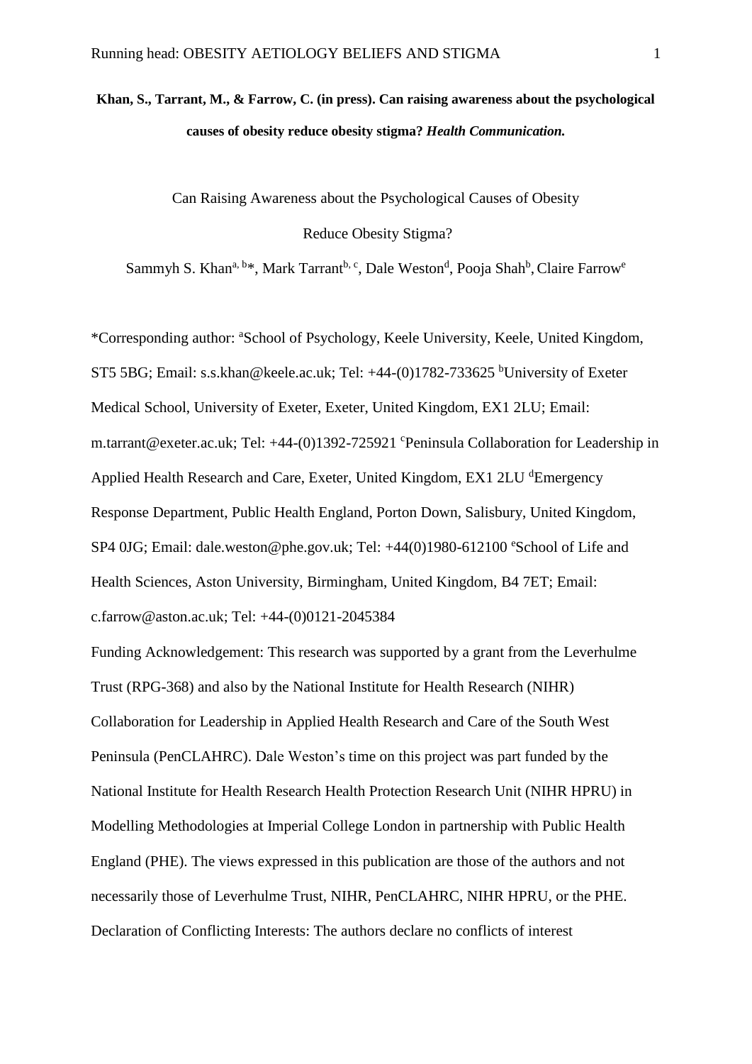**Khan, S., Tarrant, M., & Farrow, C. (in press). Can raising awareness about the psychological causes of obesity reduce obesity stigma? *Health Communication.***

# Can Raising Awareness about the Psychological Causes of Obesity Reduce Obesity Stigma?

Sammyh S. Khan[a, b]*, Mark Tarrant[b, c], Dale Weston[d], Pooja Shah[b], Claire Farrow[e]

*Corresponding author: [a]School of Psychology, Keele University, Keele, United Kingdom, ST5 5BG; Email: s.s.khan@keele.ac.uk; Tel: +44-(0)1782-733625 [b]University of Exeter Medical School, University of Exeter, Exeter, United Kingdom, EX1 2LU; Email: m.tarrant@exeter.ac.uk; Tel: +44-(0)1392-725921 [c]Peninsula Collaboration for Leadership in Applied Health Research and Care, Exeter, United Kingdom, EX1 2LU [d]Emergency Response Department, Public Health England, Porton Down, Salisbury, United Kingdom, SP4 0JG; Email: dale.weston@phe.gov.uk; Tel: +44(0)1980-612100 [e]School of Life and Health Sciences, Aston University, Birmingham, United Kingdom, B4 7ET; Email: c.farrow@aston.ac.uk; Tel: +44-(0)0121-2045384

Funding Acknowledgement: This research was supported by a grant from the Leverhulme Trust (RPG-368) and also by the National Institute for Health Research (NIHR) Collaboration for Leadership in Applied Health Research and Care of the South West Peninsula (PenCLAHRC). Dale Weston's time on this project was part funded by the National Institute for Health Research Health Protection Research Unit (NIHR HPRU) in Modelling Methodologies at Imperial College London in partnership with Public Health England (PHE). The views expressed in this publication are those of the authors and not necessarily those of Leverhulme Trust, NIHR, PenCLAHRC, NIHR HPRU, or the PHE.

Declaration of Conflicting Interests: The authors declare no conflicts of interest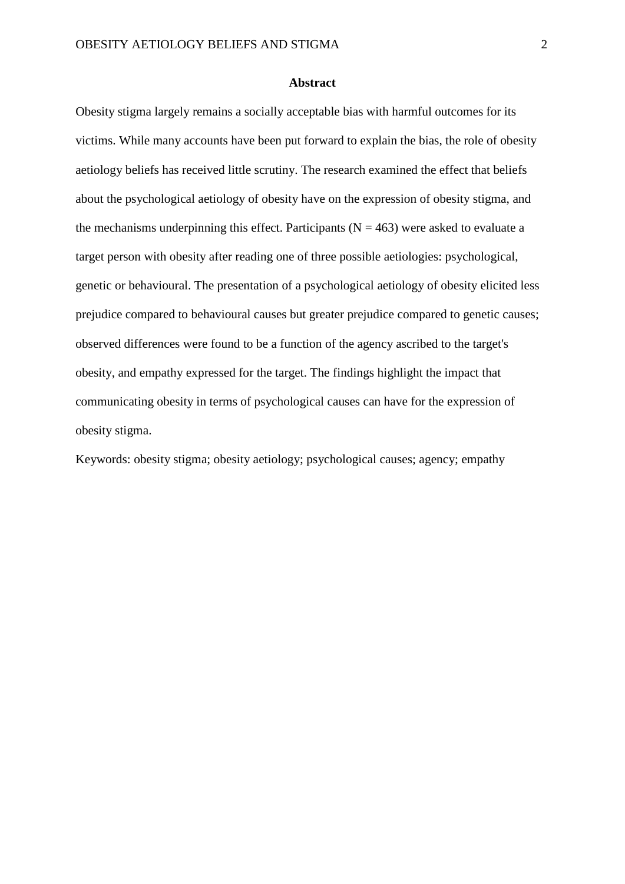## Abstract

Obesity stigma largely remains a socially acceptable bias with harmful outcomes for its victims. While many accounts have been put forward to explain the bias, the role of obesity aetiology beliefs has received little scrutiny. The research examined the effect that beliefs about the psychological aetiology of obesity have on the expression of obesity stigma, and the mechanisms underpinning this effect. Participants ($N = 463$) were asked to evaluate a target person with obesity after reading one of three possible aetiologies: psychological, genetic or behavioural. The presentation of a psychological aetiology of obesity elicited less prejudice compared to behavioural causes but greater prejudice compared to genetic causes; observed differences were found to be a function of the agency ascribed to the target's obesity, and empathy expressed for the target. The findings highlight the impact that communicating obesity in terms of psychological causes can have for the expression of obesity stigma.

Keywords: obesity stigma; obesity aetiology; psychological causes; agency; empathy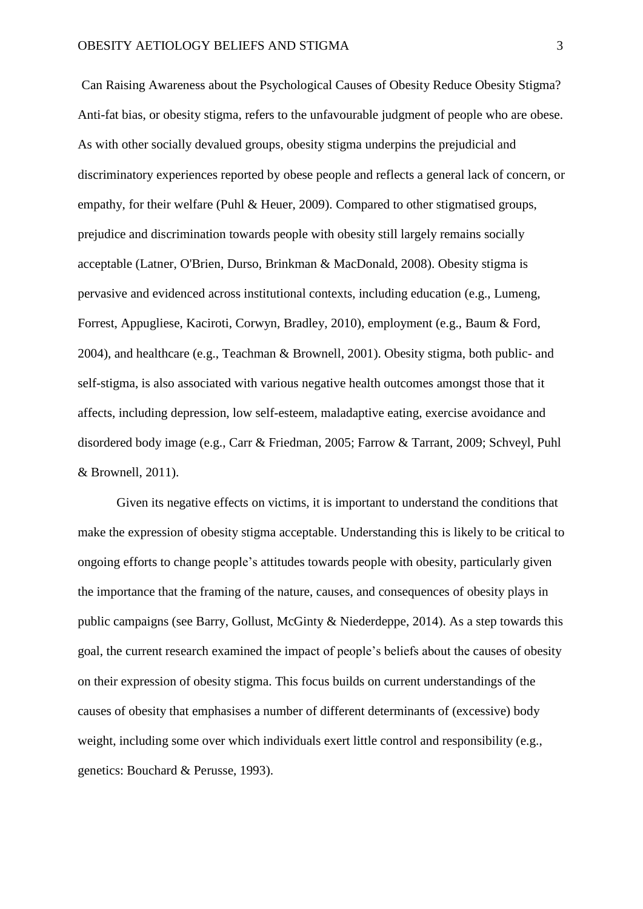# Can Raising Awareness about the Psychological Causes of Obesity Reduce Obesity Stigma?

Anti-fat bias, or obesity stigma, refers to the unfavourable judgment of people who are obese. As with other socially devalued groups, obesity stigma underpins the prejudicial and discriminatory experiences reported by obese people and reflects a general lack of concern, or empathy, for their welfare (Puhl & Heuer, 2009). Compared to other stigmatised groups, prejudice and discrimination towards people with obesity still largely remains socially acceptable (Latner, O'Brien, Durso, Brinkman & MacDonald, 2008). Obesity stigma is pervasive and evidenced across institutional contexts, including education (e.g., Lumeng, Forrest, Appugliese, Kaciroti, Corwyn, Bradley, 2010), employment (e.g., Baum & Ford, 2004), and healthcare (e.g., Teachman & Brownell, 2001). Obesity stigma, both public- and self-stigma, is also associated with various negative health outcomes amongst those that it affects, including depression, low self-esteem, maladaptive eating, exercise avoidance and disordered body image (e.g., Carr & Friedman, 2005; Farrow & Tarrant, 2009; Schveyl, Puhl & Brownell, 2011).

Given its negative effects on victims, it is important to understand the conditions that make the expression of obesity stigma acceptable. Understanding this is likely to be critical to ongoing efforts to change people's attitudes towards people with obesity, particularly given the importance that the framing of the nature, causes, and consequences of obesity plays in public campaigns (see Barry, Gollust, McGinty & Niederdeppe, 2014). As a step towards this goal, the current research examined the impact of people's beliefs about the causes of obesity on their expression of obesity stigma. This focus builds on current understandings of the causes of obesity that emphasises a number of different determinants of (excessive) body weight, including some over which individuals exert little control and responsibility (e.g., genetics: Bouchard & Perusse, 1993).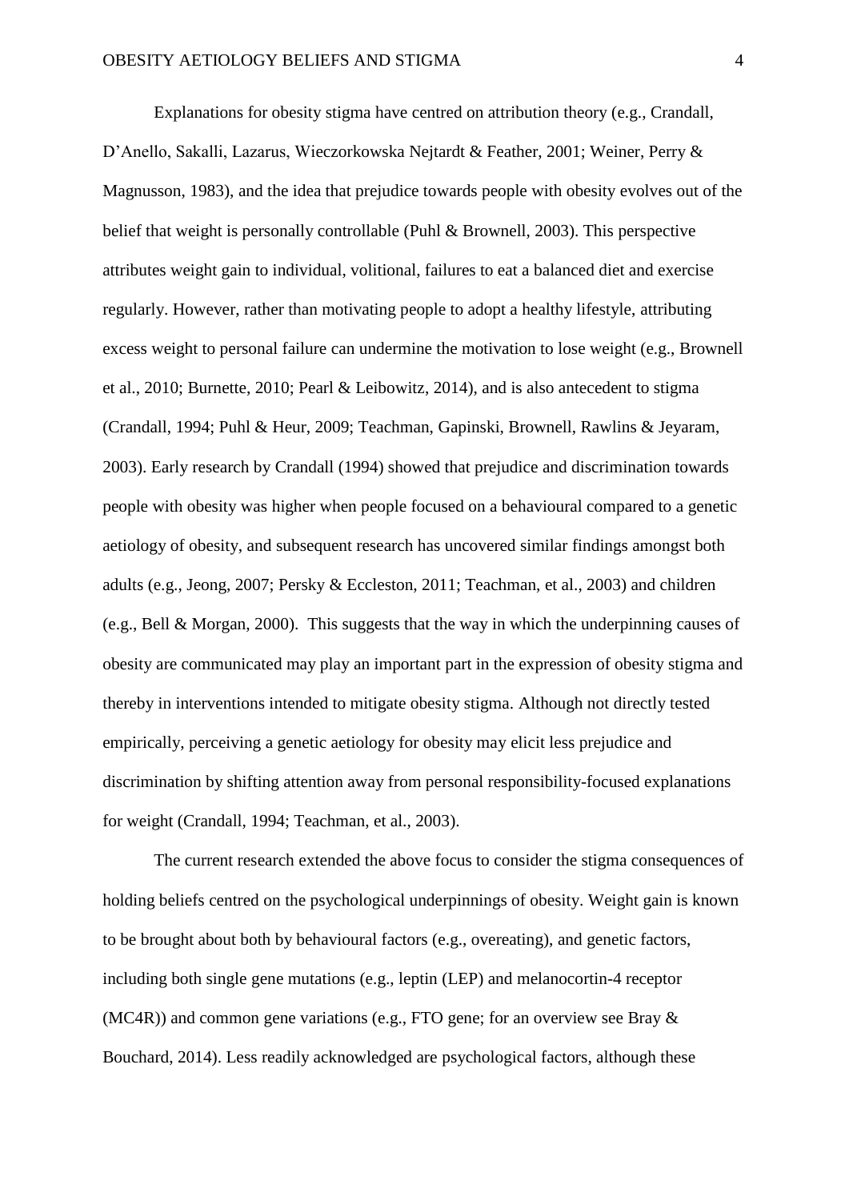Explanations for obesity stigma have centred on attribution theory (e.g., Crandall, D'Anello, Sakalli, Lazarus, Wieczorkowska Nejtardt & Feather, 2001; Weiner, Perry & Magnusson, 1983), and the idea that prejudice towards people with obesity evolves out of the belief that weight is personally controllable (Puhl & Brownell, 2003). This perspective attributes weight gain to individual, volitional, failures to eat a balanced diet and exercise regularly. However, rather than motivating people to adopt a healthy lifestyle, attributing excess weight to personal failure can undermine the motivation to lose weight (e.g., Brownell et al., 2010; Burnette, 2010; Pearl & Leibowitz, 2014), and is also antecedent to stigma (Crandall, 1994; Puhl & Heur, 2009; Teachman, Gapinski, Brownell, Rawlins & Jeyaram, 2003). Early research by Crandall (1994) showed that prejudice and discrimination towards people with obesity was higher when people focused on a behavioural compared to a genetic aetiology of obesity, and subsequent research has uncovered similar findings amongst both adults (e.g., Jeong, 2007; Persky & Eccleston, 2011; Teachman, et al., 2003) and children (e.g., Bell & Morgan, 2000). This suggests that the way in which the underpinning causes of obesity are communicated may play an important part in the expression of obesity stigma and thereby in interventions intended to mitigate obesity stigma. Although not directly tested empirically, perceiving a genetic aetiology for obesity may elicit less prejudice and discrimination by shifting attention away from personal responsibility-focused explanations for weight (Crandall, 1994; Teachman, et al., 2003).

The current research extended the above focus to consider the stigma consequences of holding beliefs centred on the psychological underpinnings of obesity. Weight gain is known to be brought about both by behavioural factors (e.g., overeating), and genetic factors, including both single gene mutations (e.g., leptin (LEP) and melanocortin-4 receptor (MC4R)) and common gene variations (e.g., FTO gene; for an overview see Bray & Bouchard, 2014). Less readily acknowledged are psychological factors, although these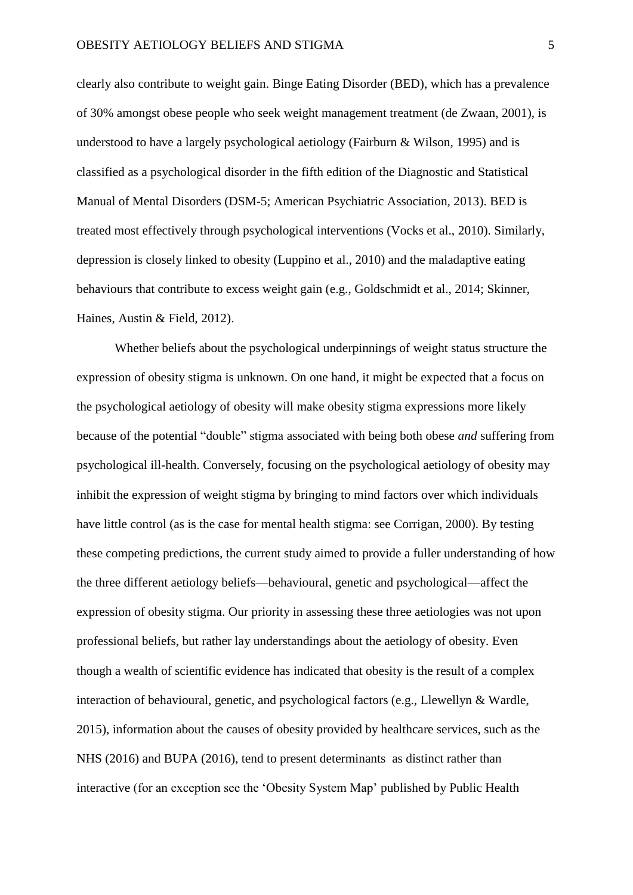clearly also contribute to weight gain. Binge Eating Disorder (BED), which has a prevalence of 30% amongst obese people who seek weight management treatment (de Zwaan, 2001), is understood to have a largely psychological aetiology (Fairburn & Wilson, 1995) and is classified as a psychological disorder in the fifth edition of the Diagnostic and Statistical Manual of Mental Disorders (DSM-5; American Psychiatric Association, 2013). BED is treated most effectively through psychological interventions (Vocks et al., 2010). Similarly, depression is closely linked to obesity (Luppino et al., 2010) and the maladaptive eating behaviours that contribute to excess weight gain (e.g., Goldschmidt et al., 2014; Skinner, Haines, Austin & Field, 2012).

Whether beliefs about the psychological underpinnings of weight status structure the expression of obesity stigma is unknown. On one hand, it might be expected that a focus on the psychological aetiology of obesity will make obesity stigma expressions more likely because of the potential "double" stigma associated with being both obese *and* suffering from psychological ill-health. Conversely, focusing on the psychological aetiology of obesity may inhibit the expression of weight stigma by bringing to mind factors over which individuals have little control (as is the case for mental health stigma: see Corrigan, 2000). By testing these competing predictions, the current study aimed to provide a fuller understanding of how the three different aetiology beliefs—behavioural, genetic and psychological—affect the expression of obesity stigma. Our priority in assessing these three aetiologies was not upon professional beliefs, but rather lay understandings about the aetiology of obesity. Even though a wealth of scientific evidence has indicated that obesity is the result of a complex interaction of behavioural, genetic, and psychological factors (e.g., Llewellyn & Wardle, 2015), information about the causes of obesity provided by healthcare services, such as the NHS (2016) and BUPA (2016), tend to present determinants as distinct rather than interactive (for an exception see the 'Obesity System Map' published by Public Health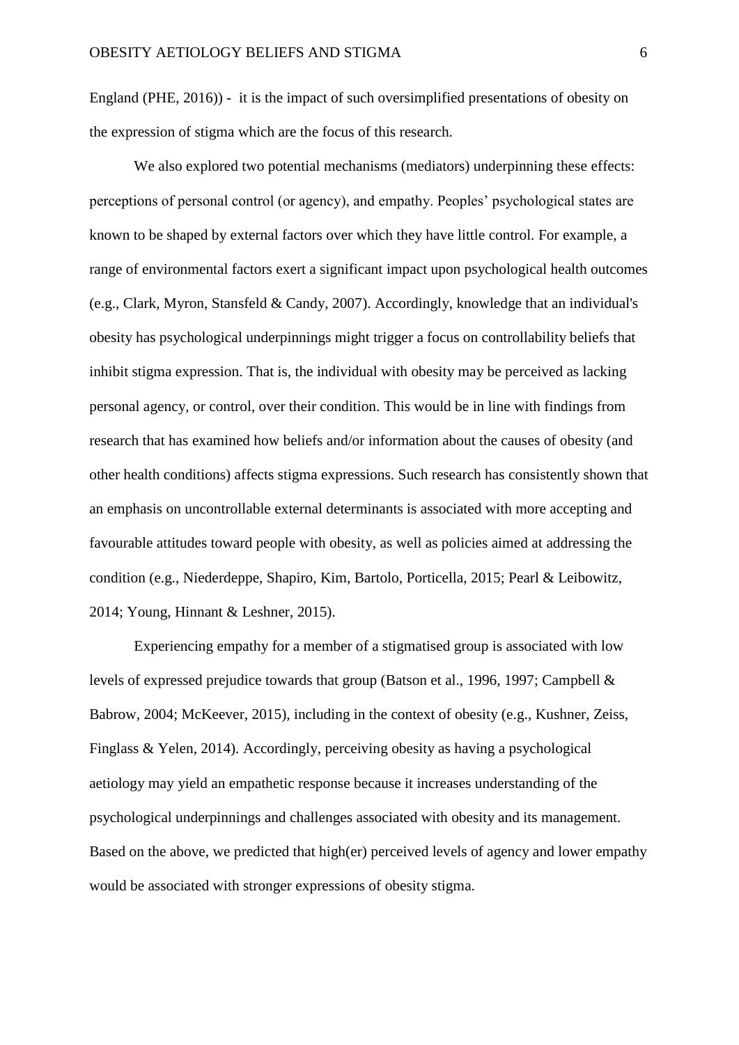England (PHE, 2016)) - it is the impact of such oversimplified presentations of obesity on the expression of stigma which are the focus of this research.

We also explored two potential mechanisms (mediators) underpinning these effects: perceptions of personal control (or agency), and empathy. Peoples' psychological states are known to be shaped by external factors over which they have little control. For example, a range of environmental factors exert a significant impact upon psychological health outcomes (e.g., Clark, Myron, Stansfeld & Candy, 2007). Accordingly, knowledge that an individual's obesity has psychological underpinnings might trigger a focus on controllability beliefs that inhibit stigma expression. That is, the individual with obesity may be perceived as lacking personal agency, or control, over their condition. This would be in line with findings from research that has examined how beliefs and/or information about the causes of obesity (and other health conditions) affects stigma expressions. Such research has consistently shown that an emphasis on uncontrollable external determinants is associated with more accepting and favourable attitudes toward people with obesity, as well as policies aimed at addressing the condition (e.g., Niederdeppe, Shapiro, Kim, Bartolo, Porticella, 2015; Pearl & Leibowitz, 2014; Young, Hinnant & Leshner, 2015).

Experiencing empathy for a member of a stigmatised group is associated with low levels of expressed prejudice towards that group (Batson et al., 1996, 1997; Campbell & Babrow, 2004; McKeever, 2015), including in the context of obesity (e.g., Kushner, Zeiss, Finglass & Yelen, 2014). Accordingly, perceiving obesity as having a psychological aetiology may yield an empathetic response because it increases understanding of the psychological underpinnings and challenges associated with obesity and its management. Based on the above, we predicted that high(er) perceived levels of agency and lower empathy would be associated with stronger expressions of obesity stigma.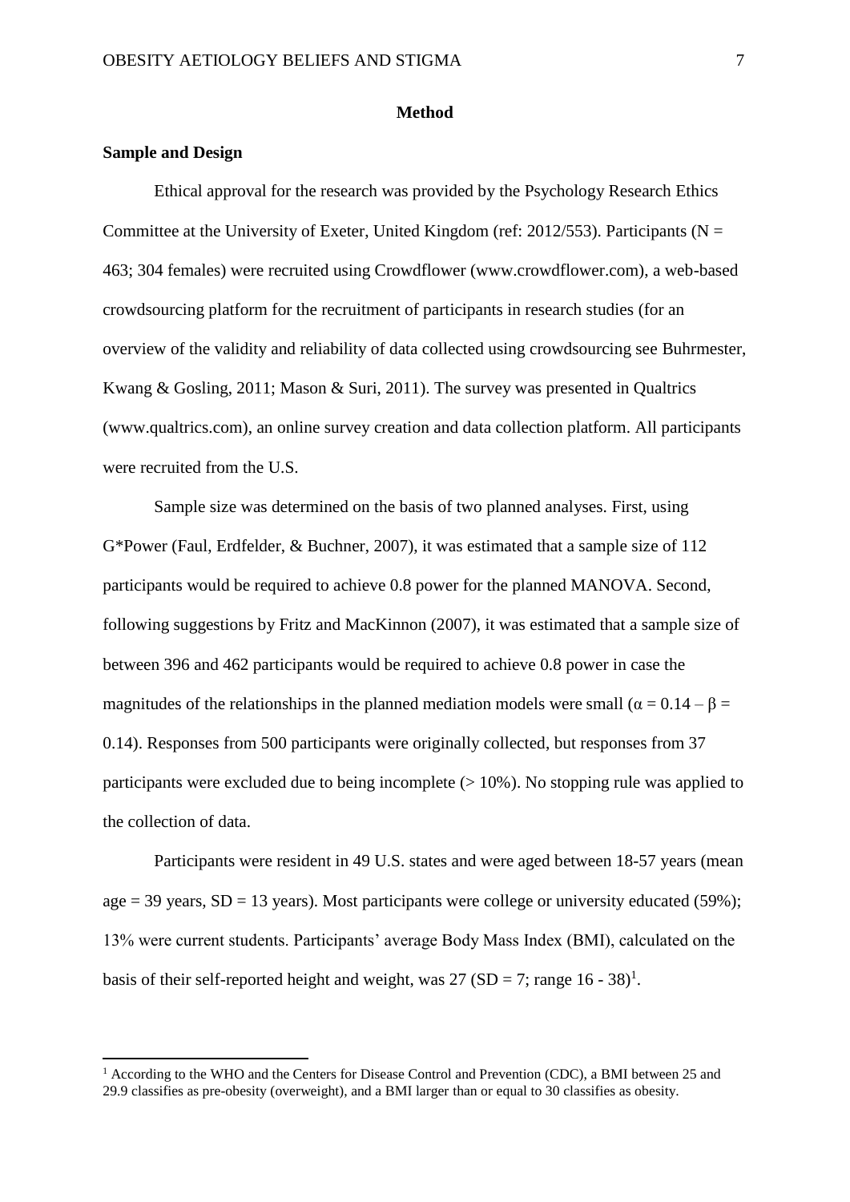# Method

## Sample and Design

Ethical approval for the research was provided by the Psychology Research Ethics Committee at the University of Exeter, United Kingdom (ref: 2012/553). Participants ($N = 463$; 304 females) were recruited using Crowdflower (www.crowdflower.com), a web-based crowdsourcing platform for the recruitment of participants in research studies (for an overview of the validity and reliability of data collected using crowdsourcing see Buhrmester, Kwang & Gosling, 2011; Mason & Suri, 2011). The survey was presented in Qualtrics (www.qualtrics.com), an online survey creation and data collection platform. All participants were recruited from the U.S.

Sample size was determined on the basis of two planned analyses. First, using G*Power (Faul, Erdfelder, & Buchner, 2007), it was estimated that a sample size of 112 participants would be required to achieve 0.8 power for the planned MANOVA. Second, following suggestions by Fritz and MacKinnon (2007), it was estimated that a sample size of between 396 and 462 participants would be required to achieve 0.8 power in case the magnitudes of the relationships in the planned mediation models were small ($\alpha = 0.14 - \beta = 0.14$). Responses from 500 participants were originally collected, but responses from 37 participants were excluded due to being incomplete (> 10%). No stopping rule was applied to the collection of data.

Participants were resident in 49 U.S. states and were aged between 18-57 years (mean age = 39 years, SD = 13 years). Most participants were college or university educated (59%); 13% were current students. Participants' average Body Mass Index (BMI), calculated on the basis of their self-reported height and weight, was 27 (SD = 7; range 16 - 38)[1].

[1] According to the WHO and the Centers for Disease Control and Prevention (CDC), a BMI between 25 and 29.9 classifies as pre-obesity (overweight), and a BMI larger than or equal to 30 classifies as obesity.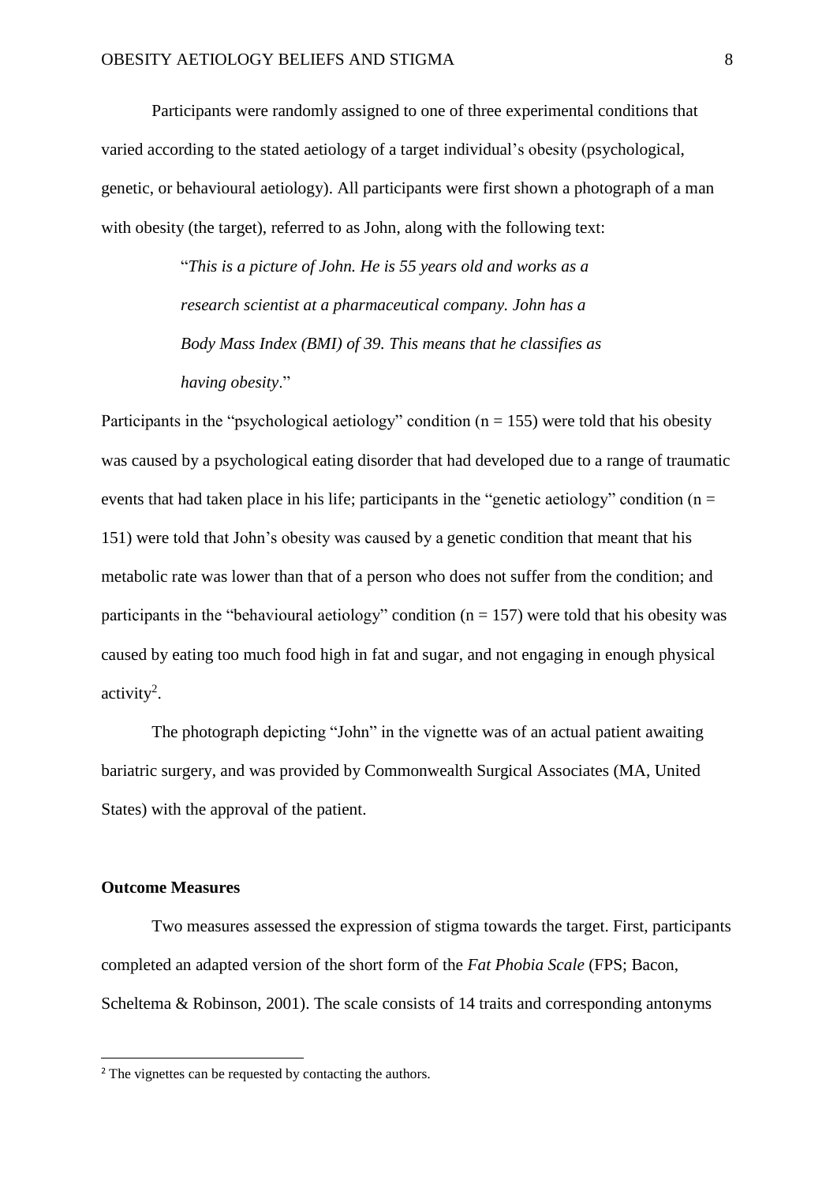Participants were randomly assigned to one of three experimental conditions that varied according to the stated aetiology of a target individual's obesity (psychological, genetic, or behavioural aetiology). All participants were first shown a photograph of a man with obesity (the target), referred to as John, along with the following text:

> "*This is a picture of John. He is 55 years old and works as a research scientist at a pharmaceutical company. John has a Body Mass Index (BMI) of 39. This means that he classifies as having obesity*."

Participants in the "psychological aetiology" condition ($n = 155$) were told that his obesity was caused by a psychological eating disorder that had developed due to a range of traumatic events that had taken place in his life; participants in the "genetic aetiology" condition ($n = 151$) were told that John's obesity was caused by a genetic condition that meant that his metabolic rate was lower than that of a person who does not suffer from the condition; and participants in the "behavioural aetiology" condition ($n = 157$) were told that his obesity was caused by eating too much food high in fat and sugar, and not engaging in enough physical activity[2].

The photograph depicting "John" in the vignette was of an actual patient awaiting bariatric surgery, and was provided by Commonwealth Surgical Associates (MA, United States) with the approval of the patient.

### Outcome Measures

Two measures assessed the expression of stigma towards the target. First, participants completed an adapted version of the short form of the *Fat Phobia Scale* (FPS; Bacon, Scheltema & Robinson, 2001). The scale consists of 14 traits and corresponding antonyms

---

[2] The vignettes can be requested by contacting the authors.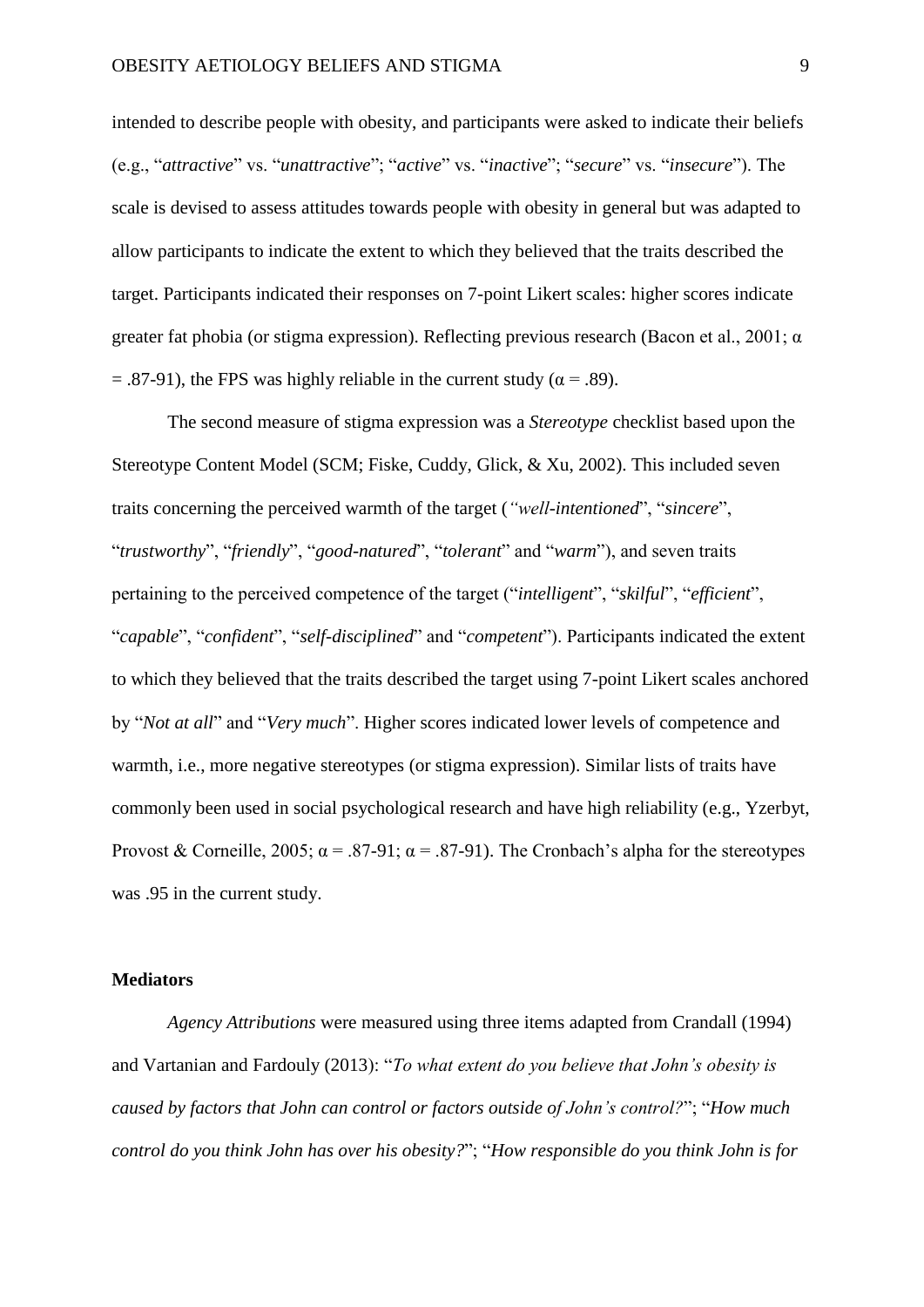intended to describe people with obesity, and participants were asked to indicate their beliefs (e.g., "*attractive*" vs. "*unattractive*"; "*active*" vs. "*inactive*"; "*secure*" vs. "*insecure*"). The scale is devised to assess attitudes towards people with obesity in general but was adapted to allow participants to indicate the extent to which they believed that the traits described the target. Participants indicated their responses on 7-point Likert scales: higher scores indicate greater fat phobia (or stigma expression). Reflecting previous research (Bacon et al., 2001; $\alpha = .87\text{-}91$), the FPS was highly reliable in the current study ($\alpha = .89$).

The second measure of stigma expression was a *Stereotype* checklist based upon the Stereotype Content Model (SCM; Fiske, Cuddy, Glick, & Xu, 2002). This included seven traits concerning the perceived warmth of the target (*"well-intentioned*", "*sincere*", "*trustworthy*", "*friendly*", "*good-natured*", "*tolerant*" and "*warm*"), and seven traits pertaining to the perceived competence of the target ("*intelligent*", "*skilful*", "*efficient*", "*capable*", "*confident*", "*self-disciplined*" and "*competent*"). Participants indicated the extent to which they believed that the traits described the target using 7-point Likert scales anchored by "*Not at all*" and "*Very much*". Higher scores indicated lower levels of competence and warmth, i.e., more negative stereotypes (or stigma expression). Similar lists of traits have commonly been used in social psychological research and have high reliability (e.g., Yzerbyt, Provost & Corneille, 2005; $\alpha = .87\text{-}91$; $\alpha = .87\text{-}91$). The Cronbach's alpha for the stereotypes was .95 in the current study.

**Mediators**

*Agency Attributions* were measured using three items adapted from Crandall (1994) and Vartanian and Fardouly (2013): "*To what extent do you believe that John's obesity is caused by factors that John can control or factors outside of John's control?*"; "*How much control do you think John has over his obesity?*"; "*How responsible do you think John is for*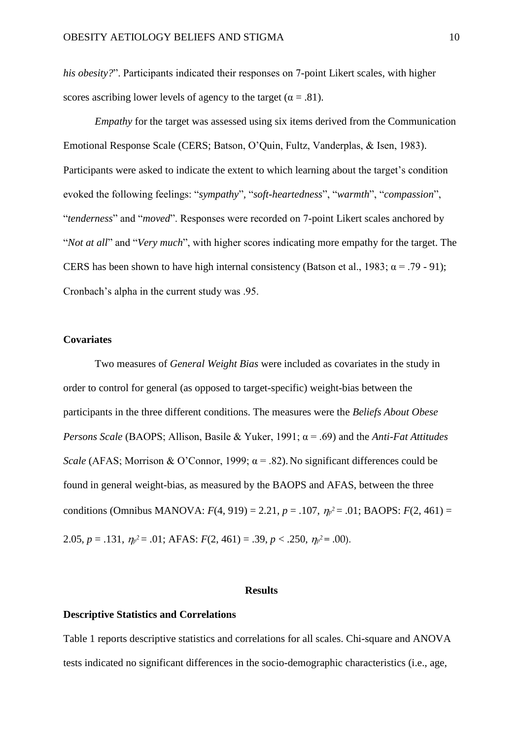*his obesity?*". Participants indicated their responses on 7-point Likert scales, with higher scores ascribing lower levels of agency to the target ($\alpha = .81$).

*Empathy* for the target was assessed using six items derived from the Communication Emotional Response Scale (CERS; Batson, O'Quin, Fultz, Vanderplas, & Isen, 1983). Participants were asked to indicate the extent to which learning about the target's condition evoked the following feelings: "*sympathy*", "*soft-heartedness*", "*warmth*", "*compassion*", "*tenderness*" and "*moved*". Responses were recorded on 7-point Likert scales anchored by "*Not at all*" and "*Very much*", with higher scores indicating more empathy for the target. The CERS has been shown to have high internal consistency (Batson et al., 1983; $\alpha = .79$ - 91); Cronbach's alpha in the current study was .95.

**Covariates**

Two measures of *General Weight Bias* were included as covariates in the study in order to control for general (as opposed to target-specific) weight-bias between the participants in the three different conditions. The measures were the *Beliefs About Obese Persons Scale* (BAOPS; Allison, Basile & Yuker, 1991; $\alpha = .69$) and the *Anti-Fat Attitudes Scale* (AFAS; Morrison & O'Connor, 1999; $\alpha = .82$). No significant differences could be found in general weight-bias, as measured by the BAOPS and AFAS, between the three conditions (Omnibus MANOVA: $F(4, 919) = 2.21$, $p = .107$, $\eta_p^2 = .01$; BAOPS: $F(2, 461) = 2.05$, $p = .131$, $\eta_p^2 = .01$; AFAS: $F(2, 461) = .39$, $p < .250$, $\eta_p^2 = .00$).

## Results

**Descriptive Statistics and Correlations**

Table 1 reports descriptive statistics and correlations for all scales. Chi-square and ANOVA tests indicated no significant differences in the socio-demographic characteristics (i.e., age,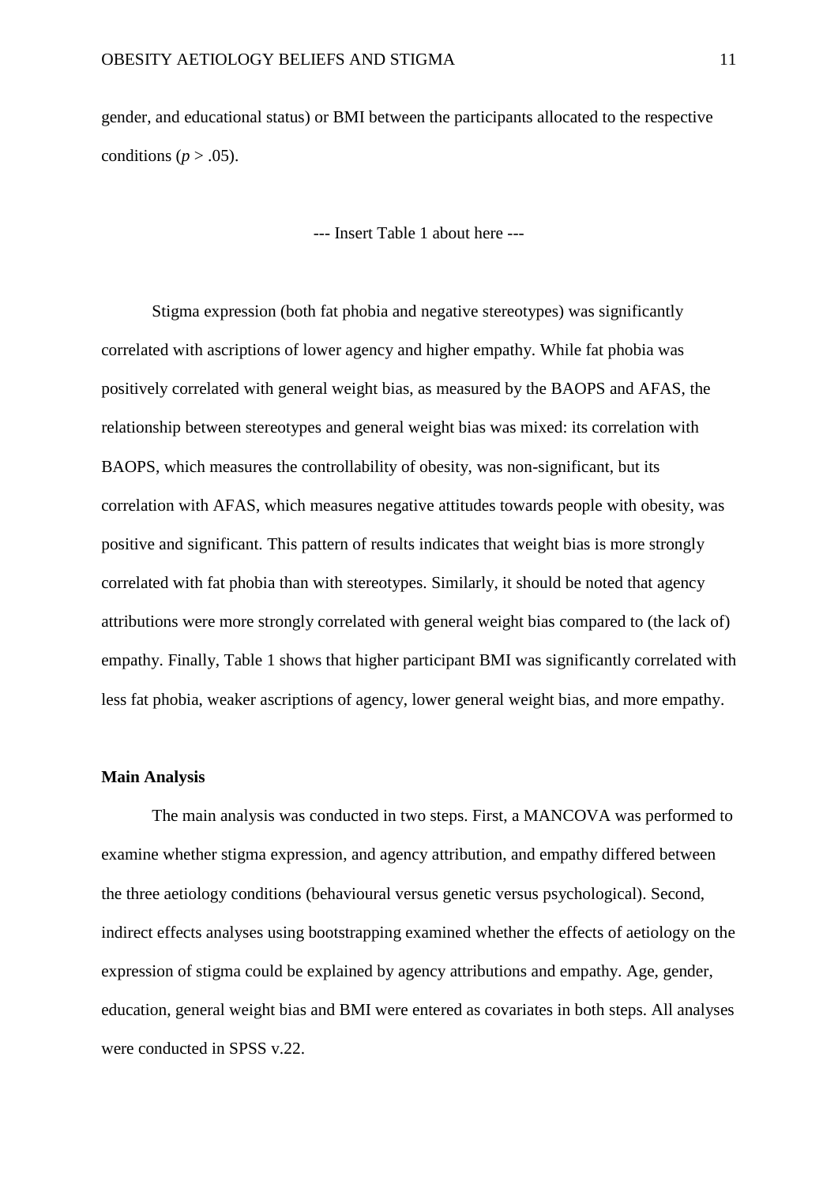gender, and educational status) or BMI between the participants allocated to the respective conditions ($p > .05$).

--- Insert Table 1 about here ---

Stigma expression (both fat phobia and negative stereotypes) was significantly correlated with ascriptions of lower agency and higher empathy. While fat phobia was positively correlated with general weight bias, as measured by the BAOPS and AFAS, the relationship between stereotypes and general weight bias was mixed: its correlation with BAOPS, which measures the controllability of obesity, was non-significant, but its correlation with AFAS, which measures negative attitudes towards people with obesity, was positive and significant. This pattern of results indicates that weight bias is more strongly correlated with fat phobia than with stereotypes. Similarly, it should be noted that agency attributions were more strongly correlated with general weight bias compared to (the lack of) empathy. Finally, Table 1 shows that higher participant BMI was significantly correlated with less fat phobia, weaker ascriptions of agency, lower general weight bias, and more empathy.

**Main Analysis**

The main analysis was conducted in two steps. First, a MANCOVA was performed to examine whether stigma expression, and agency attribution, and empathy differed between the three aetiology conditions (behavioural versus genetic versus psychological). Second, indirect effects analyses using bootstrapping examined whether the effects of aetiology on the expression of stigma could be explained by agency attributions and empathy. Age, gender, education, general weight bias and BMI were entered as covariates in both steps. All analyses were conducted in SPSS v.22.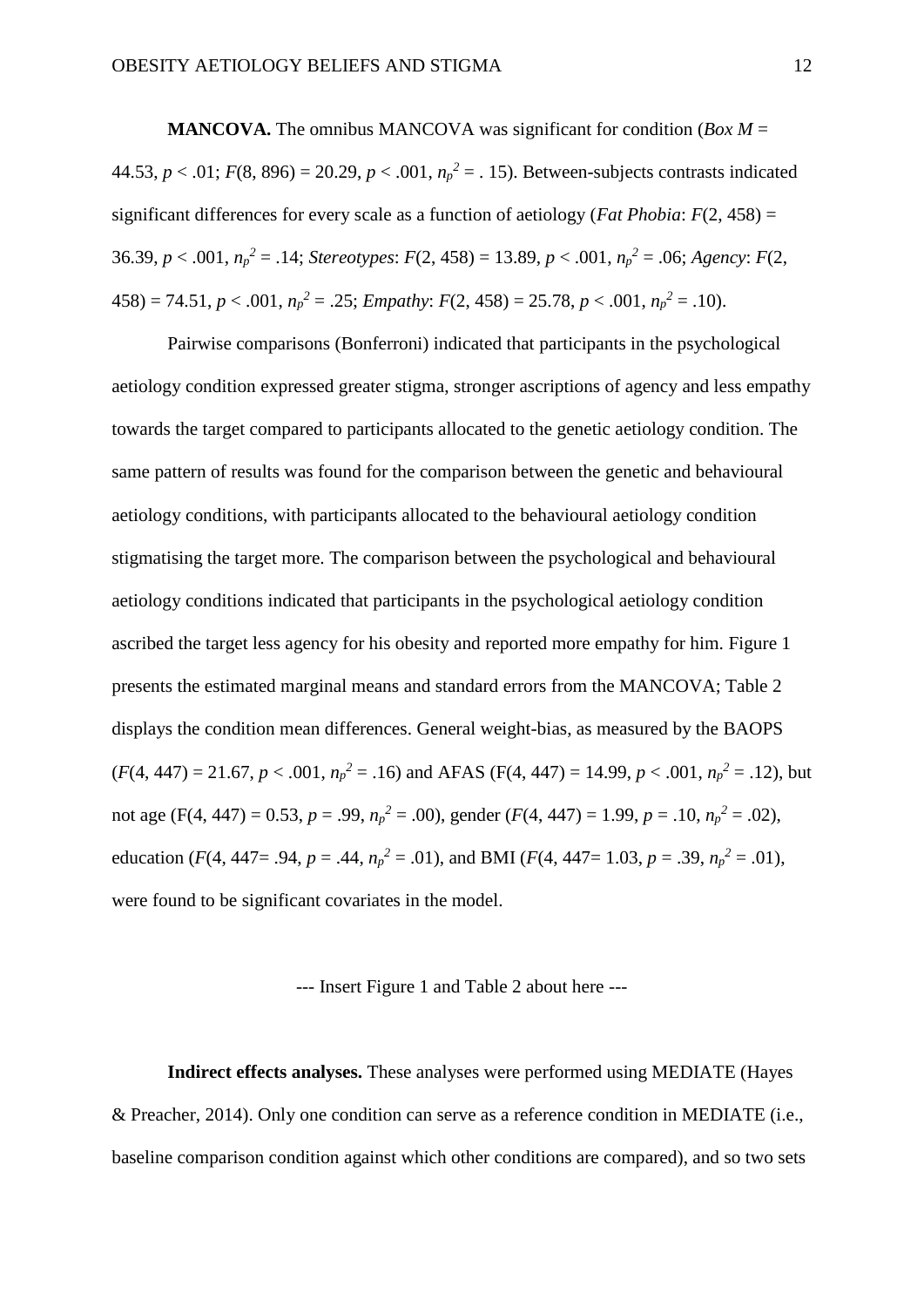**MANCOVA.** The omnibus MANCOVA was significant for condition (*Box M* = 44.53, $p < .01$; $F(8, 896) = 20.29$, $p < .001$, $n_p^2 = .15$). Between-subjects contrasts indicated significant differences for every scale as a function of aetiology (*Fat Phobia*: $F(2, 458) = 36.39$, $p < .001$, $n_p^2 = .14$; *Stereotypes*: $F(2, 458) = 13.89$, $p < .001$, $n_p^2 = .06$; *Agency*: $F(2, 458) = 74.51$, $p < .001$, $n_p^2 = .25$; *Empathy*: $F(2, 458) = 25.78$, $p < .001$, $n_p^2 = .10$).

Pairwise comparisons (Bonferroni) indicated that participants in the psychological aetiology condition expressed greater stigma, stronger ascriptions of agency and less empathy towards the target compared to participants allocated to the genetic aetiology condition. The same pattern of results was found for the comparison between the genetic and behavioural aetiology conditions, with participants allocated to the behavioural aetiology condition stigmatising the target more. The comparison between the psychological and behavioural aetiology conditions indicated that participants in the psychological aetiology condition ascribed the target less agency for his obesity and reported more empathy for him. Figure 1 presents the estimated marginal means and standard errors from the MANCOVA; Table 2 displays the condition mean differences. General weight-bias, as measured by the BAOPS ($F(4, 447) = 21.67$, $p < .001$, $n_p^2 = .16$) and AFAS ($F(4, 447) = 14.99$, $p < .001$, $n_p^2 = .12$), but not age ($F(4, 447) = 0.53$, $p = .99$, $n_p^2 = .00$), gender ($F(4, 447) = 1.99$, $p = .10$, $n_p^2 = .02$), education ($F(4, 447 = .94$, $p = .44$, $n_p^2 = .01$), and BMI ($F(4, 447 = 1.03$, $p = .39$, $n_p^2 = .01$), were found to be significant covariates in the model.

--- Insert Figure 1 and Table 2 about here ---

**Indirect effects analyses.** These analyses were performed using MEDIATE (Hayes & Preacher, 2014). Only one condition can serve as a reference condition in MEDIATE (i.e., baseline comparison condition against which other conditions are compared), and so two sets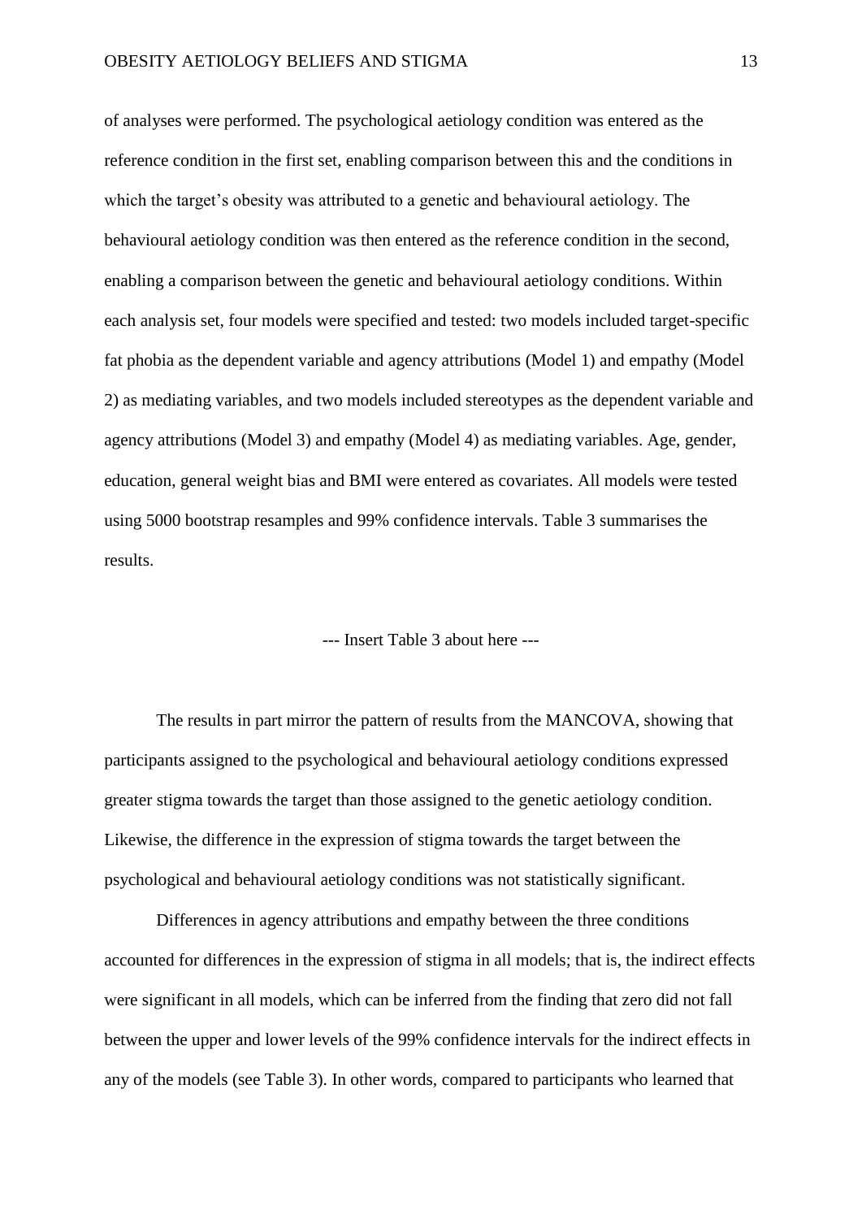of analyses were performed. The psychological aetiology condition was entered as the reference condition in the first set, enabling comparison between this and the conditions in which the target's obesity was attributed to a genetic and behavioural aetiology. The behavioural aetiology condition was then entered as the reference condition in the second, enabling a comparison between the genetic and behavioural aetiology conditions. Within each analysis set, four models were specified and tested: two models included target-specific fat phobia as the dependent variable and agency attributions (Model 1) and empathy (Model 2) as mediating variables, and two models included stereotypes as the dependent variable and agency attributions (Model 3) and empathy (Model 4) as mediating variables. Age, gender, education, general weight bias and BMI were entered as covariates. All models were tested using 5000 bootstrap resamples and 99% confidence intervals. Table 3 summarises the results.

--- Insert Table 3 about here ---

The results in part mirror the pattern of results from the MANCOVA, showing that participants assigned to the psychological and behavioural aetiology conditions expressed greater stigma towards the target than those assigned to the genetic aetiology condition. Likewise, the difference in the expression of stigma towards the target between the psychological and behavioural aetiology conditions was not statistically significant.

Differences in agency attributions and empathy between the three conditions accounted for differences in the expression of stigma in all models; that is, the indirect effects were significant in all models, which can be inferred from the finding that zero did not fall between the upper and lower levels of the 99% confidence intervals for the indirect effects in any of the models (see Table 3). In other words, compared to participants who learned that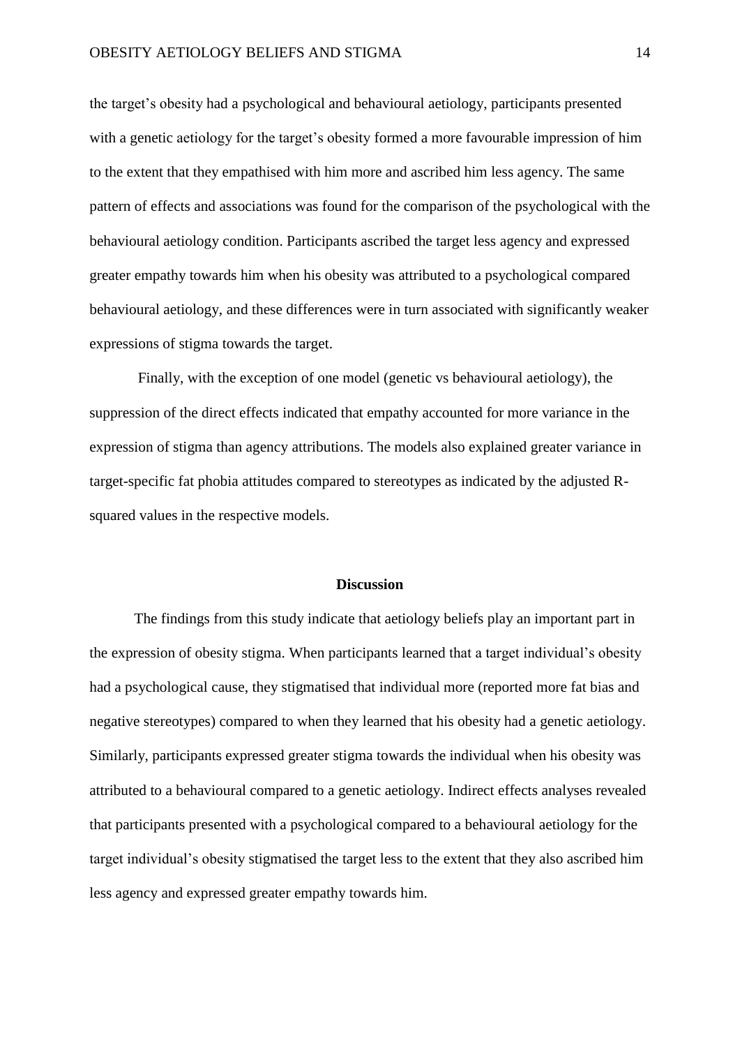the target's obesity had a psychological and behavioural aetiology, participants presented with a genetic aetiology for the target's obesity formed a more favourable impression of him to the extent that they empathised with him more and ascribed him less agency. The same pattern of effects and associations was found for the comparison of the psychological with the behavioural aetiology condition. Participants ascribed the target less agency and expressed greater empathy towards him when his obesity was attributed to a psychological compared behavioural aetiology, and these differences were in turn associated with significantly weaker expressions of stigma towards the target.

Finally, with the exception of one model (genetic vs behavioural aetiology), the suppression of the direct effects indicated that empathy accounted for more variance in the expression of stigma than agency attributions. The models also explained greater variance in target-specific fat phobia attitudes compared to stereotypes as indicated by the adjusted R-squared values in the respective models.

## Discussion

The findings from this study indicate that aetiology beliefs play an important part in the expression of obesity stigma. When participants learned that a target individual's obesity had a psychological cause, they stigmatised that individual more (reported more fat bias and negative stereotypes) compared to when they learned that his obesity had a genetic aetiology. Similarly, participants expressed greater stigma towards the individual when his obesity was attributed to a behavioural compared to a genetic aetiology. Indirect effects analyses revealed that participants presented with a psychological compared to a behavioural aetiology for the target individual's obesity stigmatised the target less to the extent that they also ascribed him less agency and expressed greater empathy towards him.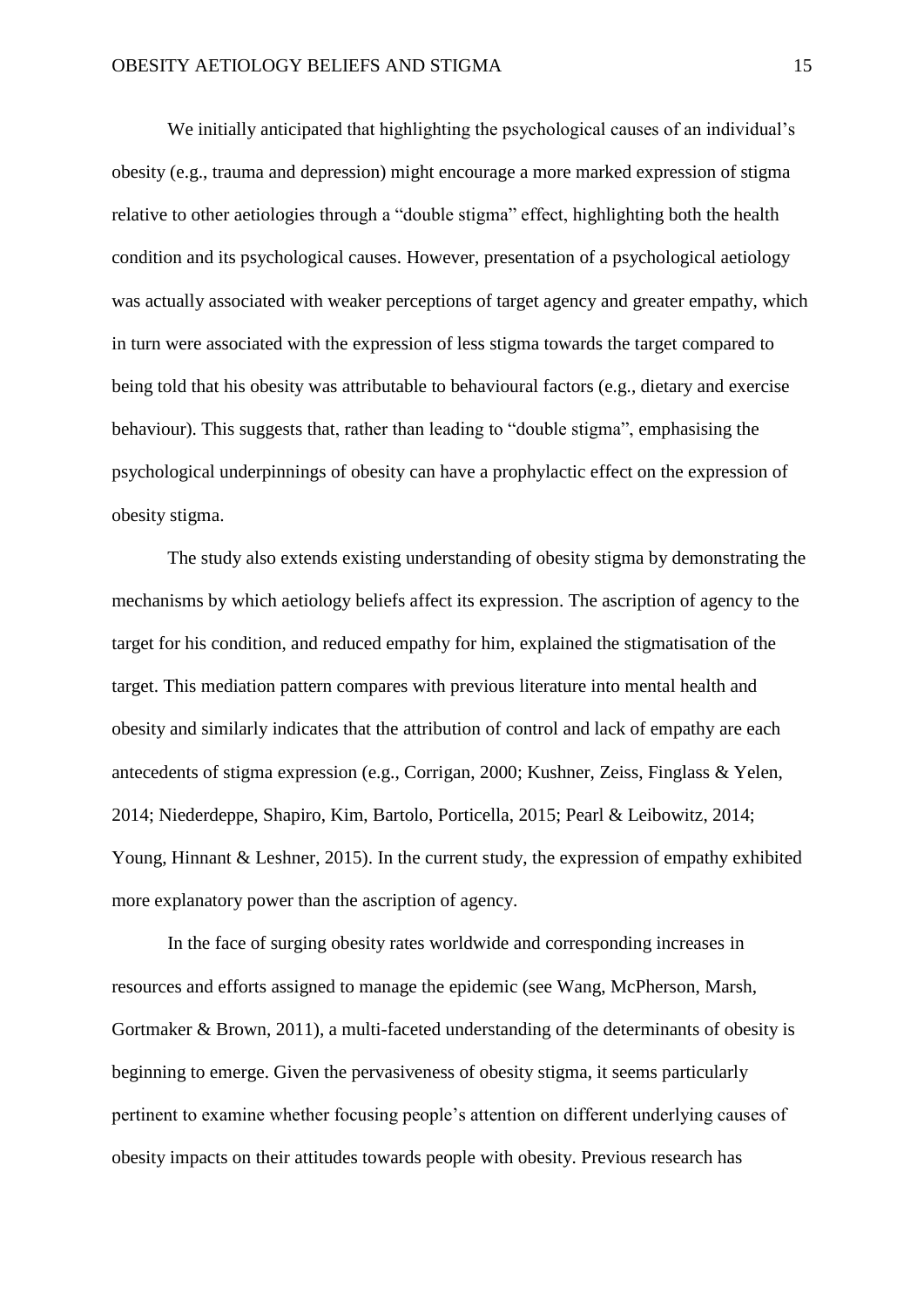We initially anticipated that highlighting the psychological causes of an individual's obesity (e.g., trauma and depression) might encourage a more marked expression of stigma relative to other aetiologies through a "double stigma" effect, highlighting both the health condition and its psychological causes. However, presentation of a psychological aetiology was actually associated with weaker perceptions of target agency and greater empathy, which in turn were associated with the expression of less stigma towards the target compared to being told that his obesity was attributable to behavioural factors (e.g., dietary and exercise behaviour). This suggests that, rather than leading to "double stigma", emphasising the psychological underpinnings of obesity can have a prophylactic effect on the expression of obesity stigma.

The study also extends existing understanding of obesity stigma by demonstrating the mechanisms by which aetiology beliefs affect its expression. The ascription of agency to the target for his condition, and reduced empathy for him, explained the stigmatisation of the target. This mediation pattern compares with previous literature into mental health and obesity and similarly indicates that the attribution of control and lack of empathy are each antecedents of stigma expression (e.g., Corrigan, 2000; Kushner, Zeiss, Finglass & Yelen, 2014; Niederdeppe, Shapiro, Kim, Bartolo, Porticella, 2015; Pearl & Leibowitz, 2014; Young, Hinnant & Leshner, 2015). In the current study, the expression of empathy exhibited more explanatory power than the ascription of agency.

In the face of surging obesity rates worldwide and corresponding increases in resources and efforts assigned to manage the epidemic (see Wang, McPherson, Marsh, Gortmaker & Brown, 2011), a multi-faceted understanding of the determinants of obesity is beginning to emerge. Given the pervasiveness of obesity stigma, it seems particularly pertinent to examine whether focusing people's attention on different underlying causes of obesity impacts on their attitudes towards people with obesity. Previous research has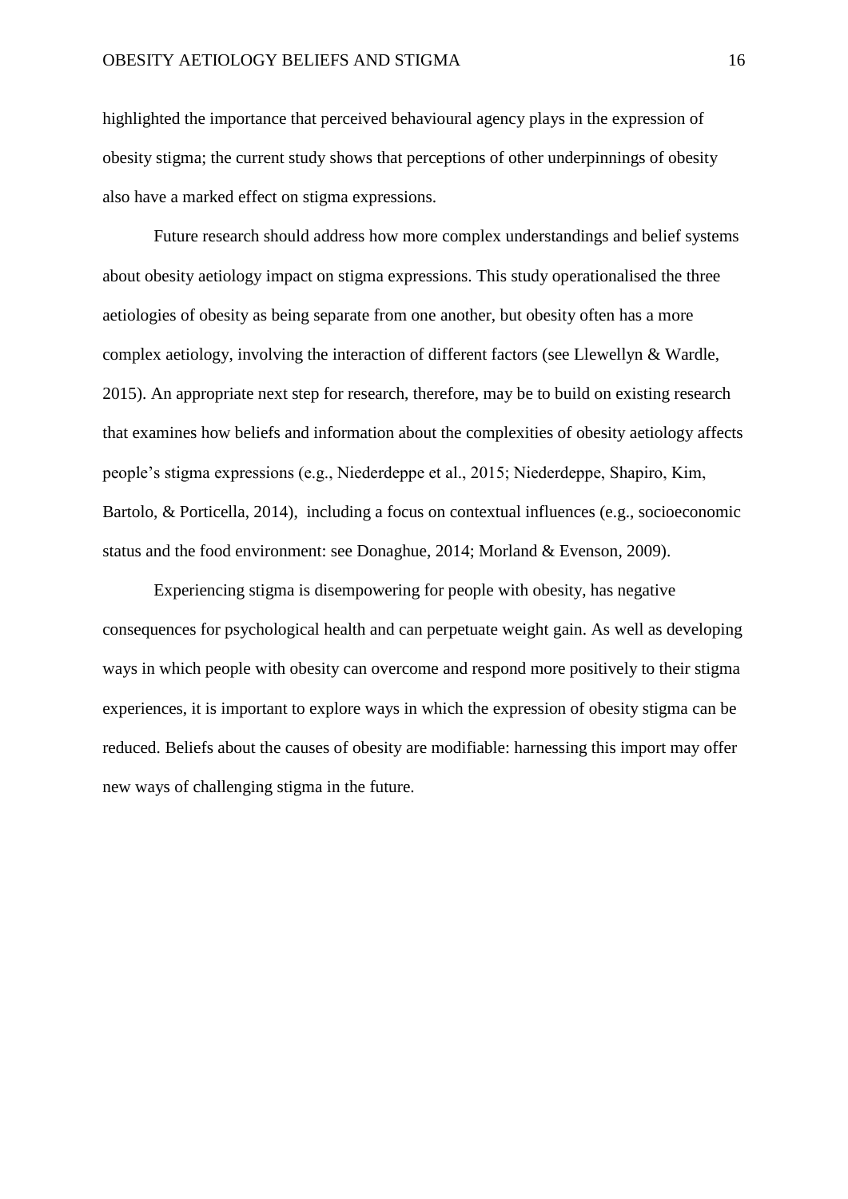highlighted the importance that perceived behavioural agency plays in the expression of obesity stigma; the current study shows that perceptions of other underpinnings of obesity also have a marked effect on stigma expressions.

Future research should address how more complex understandings and belief systems about obesity aetiology impact on stigma expressions. This study operationalised the three aetiologies of obesity as being separate from one another, but obesity often has a more complex aetiology, involving the interaction of different factors (see Llewellyn & Wardle, 2015). An appropriate next step for research, therefore, may be to build on existing research that examines how beliefs and information about the complexities of obesity aetiology affects people's stigma expressions (e.g., Niederdeppe et al., 2015; Niederdeppe, Shapiro, Kim, Bartolo, & Porticella, 2014), including a focus on contextual influences (e.g., socioeconomic status and the food environment: see Donaghue, 2014; Morland & Evenson, 2009).

Experiencing stigma is disempowering for people with obesity, has negative consequences for psychological health and can perpetuate weight gain. As well as developing ways in which people with obesity can overcome and respond more positively to their stigma experiences, it is important to explore ways in which the expression of obesity stigma can be reduced. Beliefs about the causes of obesity are modifiable: harnessing this import may offer new ways of challenging stigma in the future.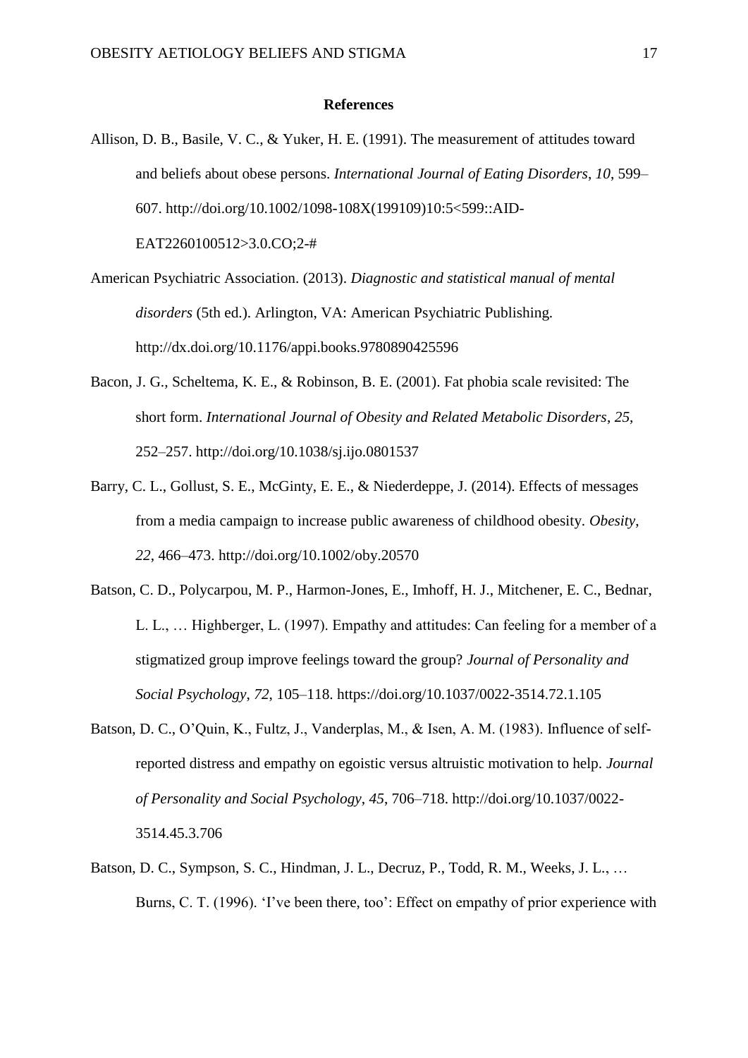## References

Allison, D. B., Basile, V. C., & Yuker, H. E. (1991). The measurement of attitudes toward and beliefs about obese persons. *International Journal of Eating Disorders*, *10*, 599–607. http://doi.org/10.1002/1098-108X(199109)10:5<599::AID-EAT2260100512>3.0.CO;2-#

American Psychiatric Association. (2013). *Diagnostic and statistical manual of mental disorders* (5th ed.). Arlington, VA: American Psychiatric Publishing. http://dx.doi.org/10.1176/appi.books.9780890425596

Bacon, J. G., Scheltema, K. E., & Robinson, B. E. (2001). Fat phobia scale revisited: The short form. *International Journal of Obesity and Related Metabolic Disorders*, *25*, 252–257. http://doi.org/10.1038/sj.ijo.0801537

Barry, C. L., Gollust, S. E., McGinty, E. E., & Niederdeppe, J. (2014). Effects of messages from a media campaign to increase public awareness of childhood obesity. *Obesity*, *22*, 466–473. http://doi.org/10.1002/oby.20570

Batson, C. D., Polycarpou, M. P., Harmon-Jones, E., Imhoff, H. J., Mitchener, E. C., Bednar, L. L., … Highberger, L. (1997). Empathy and attitudes: Can feeling for a member of a stigmatized group improve feelings toward the group? *Journal of Personality and Social Psychology*, *72*, 105–118. https://doi.org/10.1037/0022-3514.72.1.105

Batson, D. C., O'Quin, K., Fultz, J., Vanderplas, M., & Isen, A. M. (1983). Influence of self-reported distress and empathy on egoistic versus altruistic motivation to help. *Journal of Personality and Social Psychology*, *45*, 706–718. http://doi.org/10.1037/0022-3514.45.3.706

Batson, D. C., Sympson, S. C., Hindman, J. L., Decruz, P., Todd, R. M., Weeks, J. L., … Burns, C. T. (1996). 'I've been there, too': Effect on empathy of prior experience with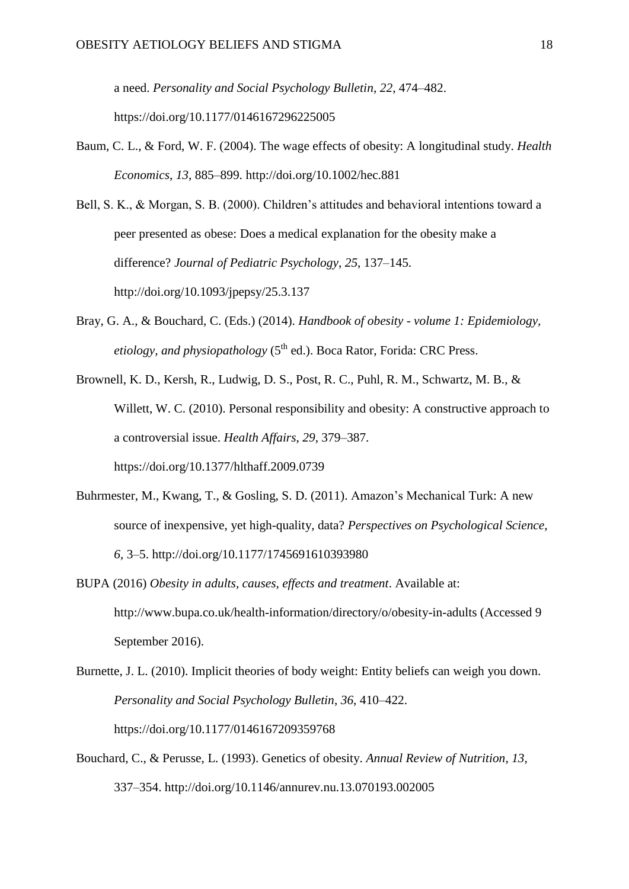a need. *Personality and Social Psychology Bulletin*, *22*, 474–482. https://doi.org/10.1177/0146167296225005

Baum, C. L., & Ford, W. F. (2004). The wage effects of obesity: A longitudinal study. *Health Economics*, *13*, 885–899. http://doi.org/10.1002/hec.881

Bell, S. K., & Morgan, S. B. (2000). Children's attitudes and behavioral intentions toward a peer presented as obese: Does a medical explanation for the obesity make a difference? *Journal of Pediatric Psychology*, *25*, 137–145. http://doi.org/10.1093/jpepsy/25.3.137

Bray, G. A., & Bouchard, C. (Eds.) (2014). *Handbook of obesity - volume 1: Epidemiology, etiology, and physiopathology* (5th ed.). Boca Rator, Forida: CRC Press.

Brownell, K. D., Kersh, R., Ludwig, D. S., Post, R. C., Puhl, R. M., Schwartz, M. B., & Willett, W. C. (2010). Personal responsibility and obesity: A constructive approach to a controversial issue. *Health Affairs*, *29*, 379–387. https://doi.org/10.1377/hlthaff.2009.0739

Buhrmester, M., Kwang, T., & Gosling, S. D. (2011). Amazon's Mechanical Turk: A new source of inexpensive, yet high-quality, data? *Perspectives on Psychological Science*, *6*, 3–5. http://doi.org/10.1177/1745691610393980

BUPA (2016) *Obesity in adults, causes, effects and treatment*. Available at: http://www.bupa.co.uk/health-information/directory/o/obesity-in-adults (Accessed 9 September 2016).

Burnette, J. L. (2010). Implicit theories of body weight: Entity beliefs can weigh you down. *Personality and Social Psychology Bulletin*, *36*, 410–422. https://doi.org/10.1177/0146167209359768

Bouchard, C., & Perusse, L. (1993). Genetics of obesity. *Annual Review of Nutrition*, *13*, 337–354. http://doi.org/10.1146/annurev.nu.13.070193.002005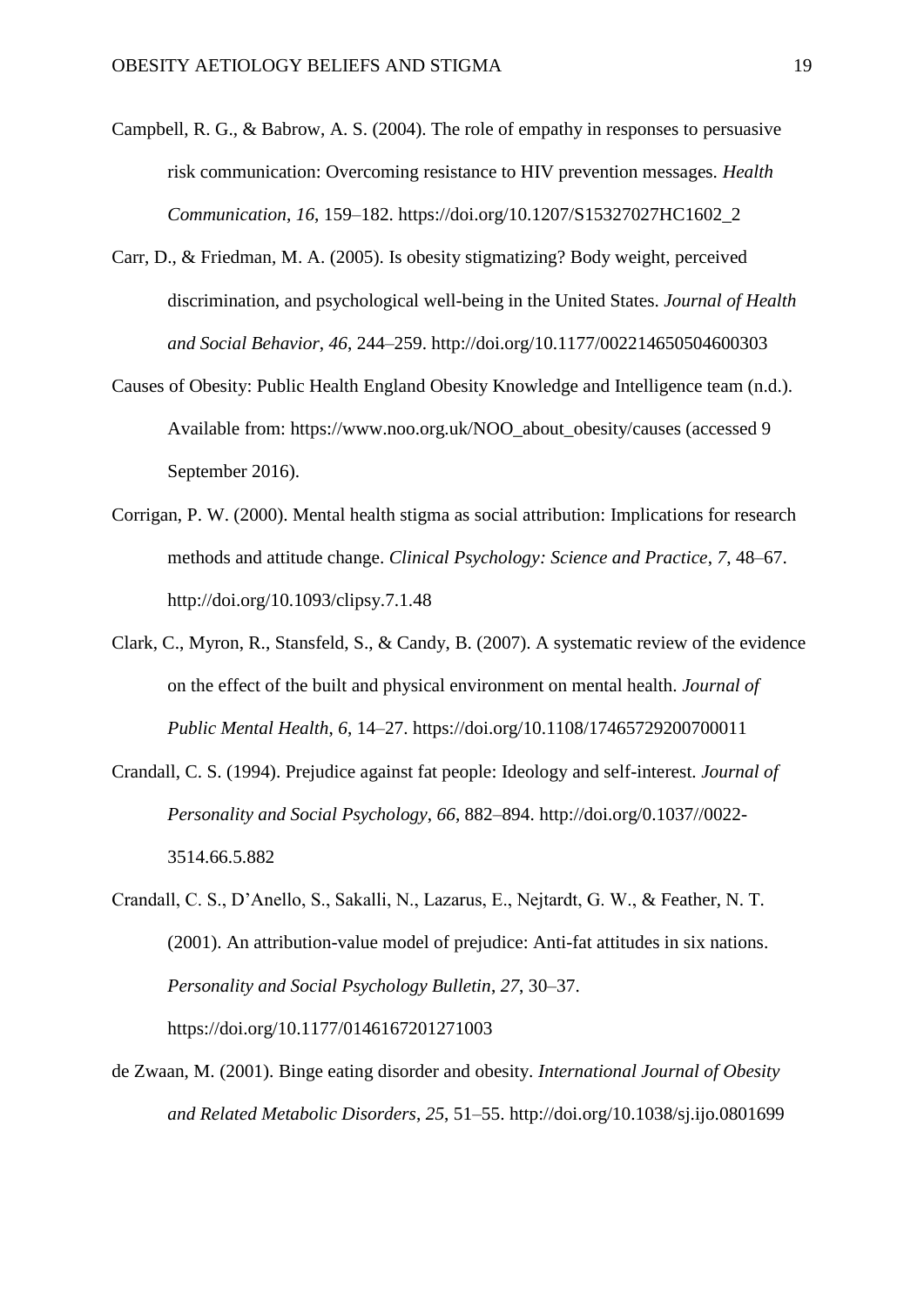Campbell, R. G., & Babrow, A. S. (2004). The role of empathy in responses to persuasive risk communication: Overcoming resistance to HIV prevention messages. *Health Communication*, *16*, 159–182. https://doi.org/10.1207/S15327027HC1602_2

Carr, D., & Friedman, M. A. (2005). Is obesity stigmatizing? Body weight, perceived discrimination, and psychological well-being in the United States. *Journal of Health and Social Behavior*, *46*, 244–259. http://doi.org/10.1177/002214650504600303

Causes of Obesity: Public Health England Obesity Knowledge and Intelligence team (n.d.). Available from: https://www.noo.org.uk/NOO_about_obesity/causes (accessed 9 September 2016).

Corrigan, P. W. (2000). Mental health stigma as social attribution: Implications for research methods and attitude change. *Clinical Psychology: Science and Practice*, *7*, 48–67. http://doi.org/10.1093/clipsy.7.1.48

Clark, C., Myron, R., Stansfeld, S., & Candy, B. (2007). A systematic review of the evidence on the effect of the built and physical environment on mental health. *Journal of Public Mental Health*, *6*, 14–27. https://doi.org/10.1108/17465729200700011

Crandall, C. S. (1994). Prejudice against fat people: Ideology and self-interest. *Journal of Personality and Social Psychology*, *66*, 882–894. http://doi.org/0.1037//0022-3514.66.5.882

Crandall, C. S., D'Anello, S., Sakalli, N., Lazarus, E., Nejtardt, G. W., & Feather, N. T. (2001). An attribution-value model of prejudice: Anti-fat attitudes in six nations. *Personality and Social Psychology Bulletin*, *27*, 30–37. https://doi.org/10.1177/0146167201271003

de Zwaan, M. (2001). Binge eating disorder and obesity. *International Journal of Obesity and Related Metabolic Disorders*, *25*, 51–55. http://doi.org/10.1038/sj.ijo.0801699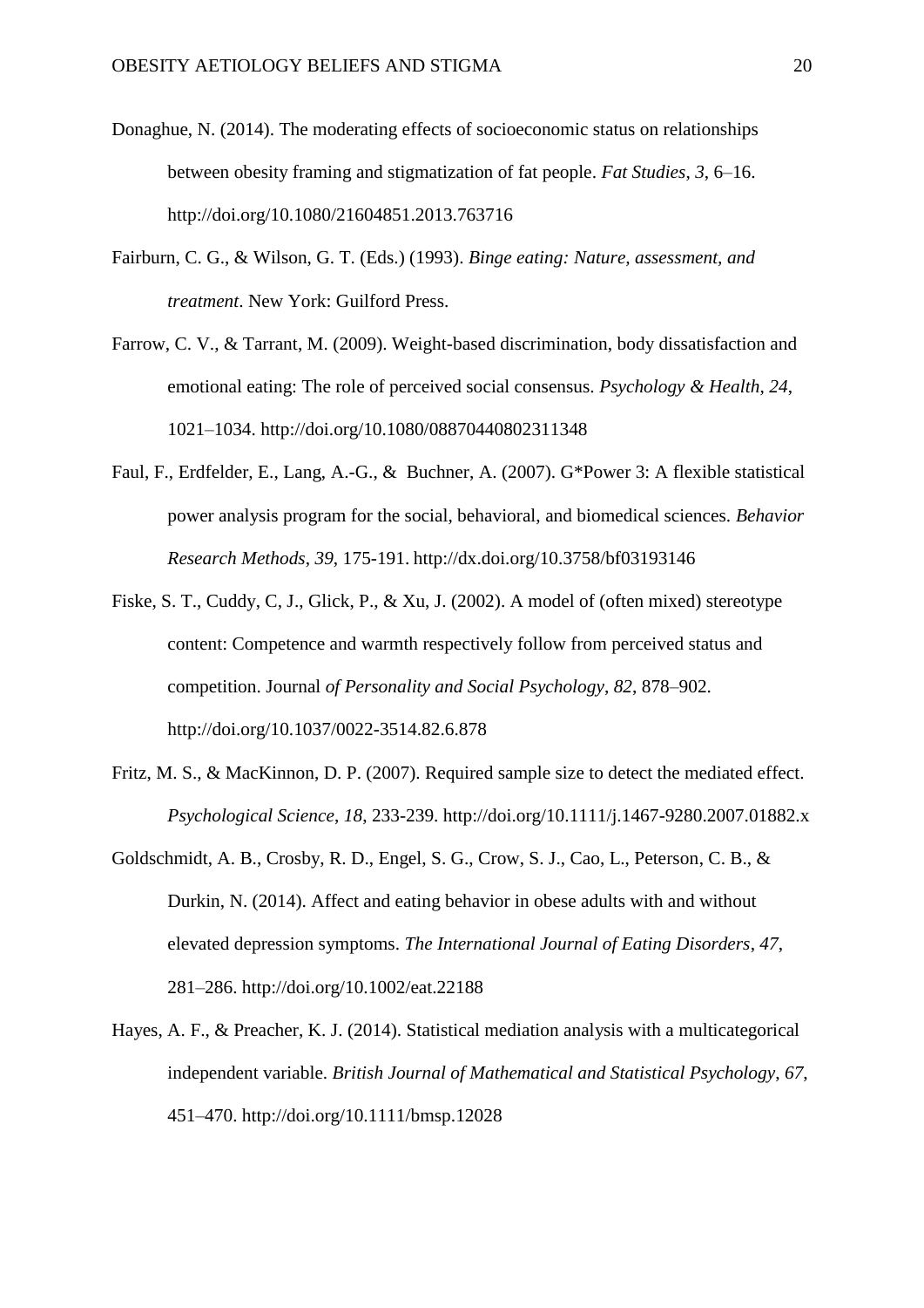Donaghue, N. (2014). The moderating effects of socioeconomic status on relationships between obesity framing and stigmatization of fat people. *Fat Studies*, *3*, 6–16. http://doi.org/10.1080/21604851.2013.763716

Fairburn, C. G., & Wilson, G. T. (Eds.) (1993). *Binge eating: Nature, assessment, and treatment*. New York: Guilford Press.

Farrow, C. V., & Tarrant, M. (2009). Weight-based discrimination, body dissatisfaction and emotional eating: The role of perceived social consensus. *Psychology & Health*, *24*, 1021–1034. http://doi.org/10.1080/08870440802311348

Faul, F., Erdfelder, E., Lang, A.-G., & Buchner, A. (2007). G*Power 3: A flexible statistical power analysis program for the social, behavioral, and biomedical sciences. *Behavior Research Methods*, *39*, 175-191. http://dx.doi.org/10.3758/bf03193146

Fiske, S. T., Cuddy, C, J., Glick, P., & Xu, J. (2002). A model of (often mixed) stereotype content: Competence and warmth respectively follow from perceived status and competition. Journal *of Personality and Social Psychology*, *82*, 878–902. http://doi.org/10.1037/0022-3514.82.6.878

Fritz, M. S., & MacKinnon, D. P. (2007). Required sample size to detect the mediated effect. *Psychological Science*, *18*, 233-239. http://doi.org/10.1111/j.1467-9280.2007.01882.x

Goldschmidt, A. B., Crosby, R. D., Engel, S. G., Crow, S. J., Cao, L., Peterson, C. B., & Durkin, N. (2014). Affect and eating behavior in obese adults with and without elevated depression symptoms. *The International Journal of Eating Disorders*, *47*, 281–286. http://doi.org/10.1002/eat.22188

Hayes, A. F., & Preacher, K. J. (2014). Statistical mediation analysis with a multicategorical independent variable. *British Journal of Mathematical and Statistical Psychology*, *67*, 451–470. http://doi.org/10.1111/bmsp.12028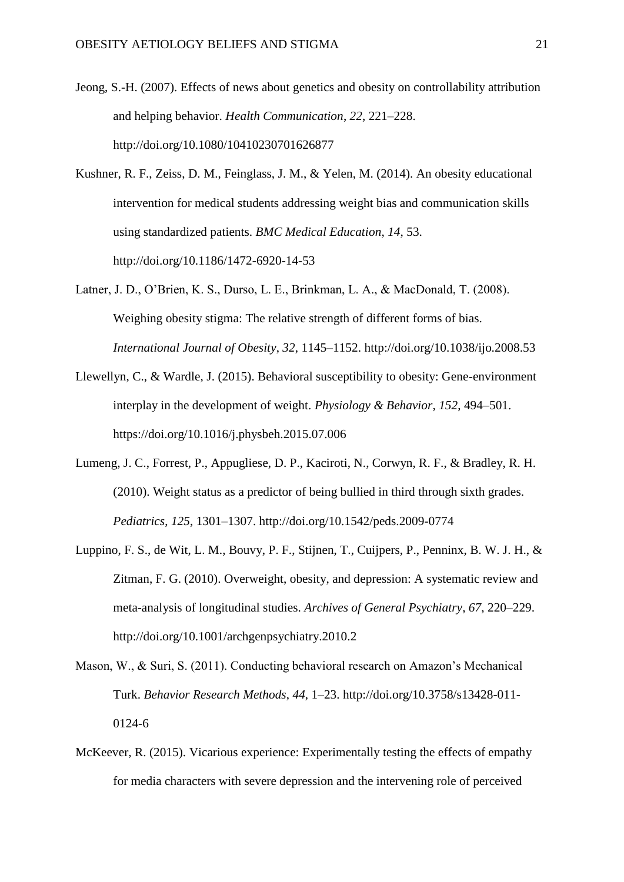Jeong, S.-H. (2007). Effects of news about genetics and obesity on controllability attribution and helping behavior. *Health Communication*, *22*, 221–228. http://doi.org/10.1080/10410230701626877

Kushner, R. F., Zeiss, D. M., Feinglass, J. M., & Yelen, M. (2014). An obesity educational intervention for medical students addressing weight bias and communication skills using standardized patients. *BMC Medical Education*, *14*, 53. http://doi.org/10.1186/1472-6920-14-53

Latner, J. D., O'Brien, K. S., Durso, L. E., Brinkman, L. A., & MacDonald, T. (2008). Weighing obesity stigma: The relative strength of different forms of bias. *International Journal of Obesity*, *32*, 1145–1152. http://doi.org/10.1038/ijo.2008.53

Llewellyn, C., & Wardle, J. (2015). Behavioral susceptibility to obesity: Gene-environment interplay in the development of weight. *Physiology & Behavior*, *152*, 494–501. https://doi.org/10.1016/j.physbeh.2015.07.006

Lumeng, J. C., Forrest, P., Appugliese, D. P., Kaciroti, N., Corwyn, R. F., & Bradley, R. H. (2010). Weight status as a predictor of being bullied in third through sixth grades. *Pediatrics*, *125*, 1301–1307. http://doi.org/10.1542/peds.2009-0774

Luppino, F. S., de Wit, L. M., Bouvy, P. F., Stijnen, T., Cuijpers, P., Penninx, B. W. J. H., & Zitman, F. G. (2010). Overweight, obesity, and depression: A systematic review and meta-analysis of longitudinal studies. *Archives of General Psychiatry*, *67*, 220–229. http://doi.org/10.1001/archgenpsychiatry.2010.2

Mason, W., & Suri, S. (2011). Conducting behavioral research on Amazon's Mechanical Turk. *Behavior Research Methods*, *44*, 1–23. http://doi.org/10.3758/s13428-011-0124-6

McKeever, R. (2015). Vicarious experience: Experimentally testing the effects of empathy for media characters with severe depression and the intervening role of perceived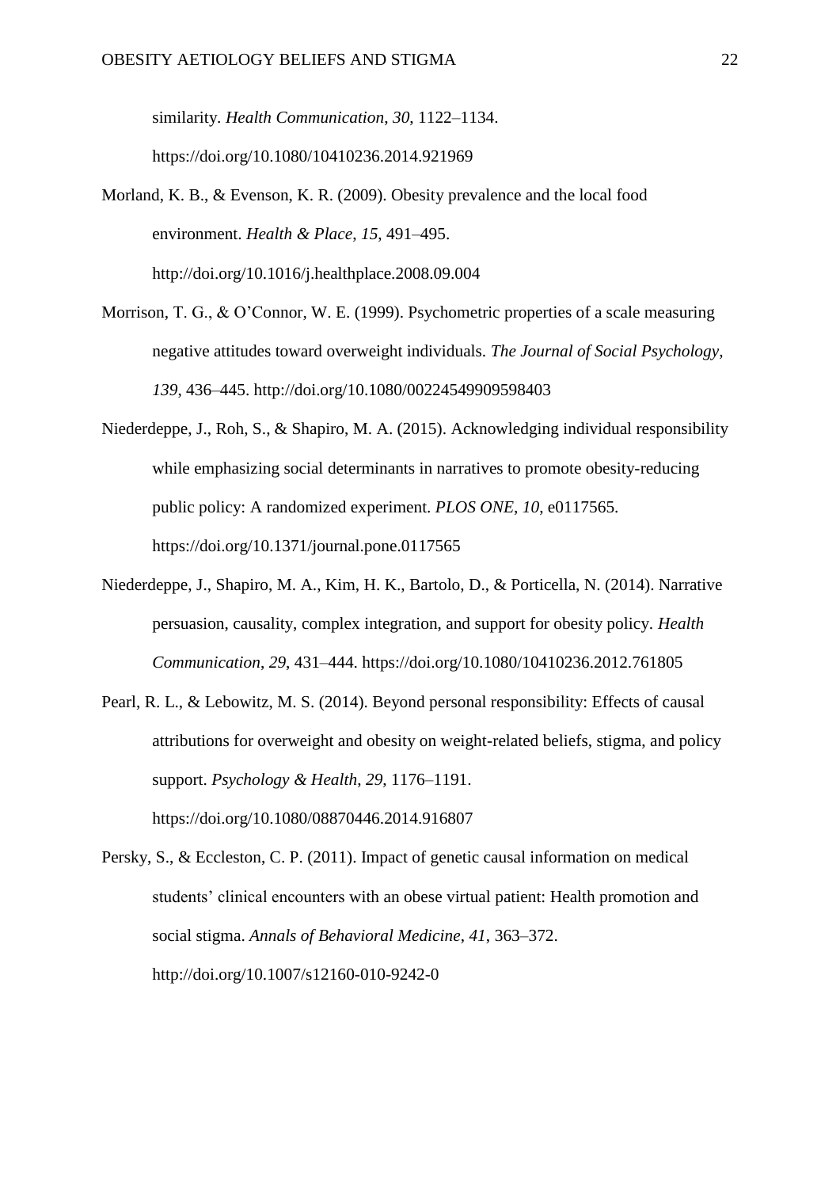similarity. *Health Communication*, *30*, 1122–1134. https://doi.org/10.1080/10410236.2014.921969

Morland, K. B., & Evenson, K. R. (2009). Obesity prevalence and the local food environment. *Health & Place*, *15*, 491–495. http://doi.org/10.1016/j.healthplace.2008.09.004

Morrison, T. G., & O'Connor, W. E. (1999). Psychometric properties of a scale measuring negative attitudes toward overweight individuals. *The Journal of Social Psychology*, *139*, 436–445. http://doi.org/10.1080/00224549909598403

Niederdeppe, J., Roh, S., & Shapiro, M. A. (2015). Acknowledging individual responsibility while emphasizing social determinants in narratives to promote obesity-reducing public policy: A randomized experiment. *PLOS ONE*, *10*, e0117565. https://doi.org/10.1371/journal.pone.0117565

Niederdeppe, J., Shapiro, M. A., Kim, H. K., Bartolo, D., & Porticella, N. (2014). Narrative persuasion, causality, complex integration, and support for obesity policy. *Health Communication*, *29*, 431–444. https://doi.org/10.1080/10410236.2012.761805

Pearl, R. L., & Lebowitz, M. S. (2014). Beyond personal responsibility: Effects of causal attributions for overweight and obesity on weight-related beliefs, stigma, and policy support. *Psychology & Health*, *29*, 1176–1191. https://doi.org/10.1080/08870446.2014.916807

Persky, S., & Eccleston, C. P. (2011). Impact of genetic causal information on medical students' clinical encounters with an obese virtual patient: Health promotion and social stigma. *Annals of Behavioral Medicine*, *41*, 363–372. http://doi.org/10.1007/s12160-010-9242-0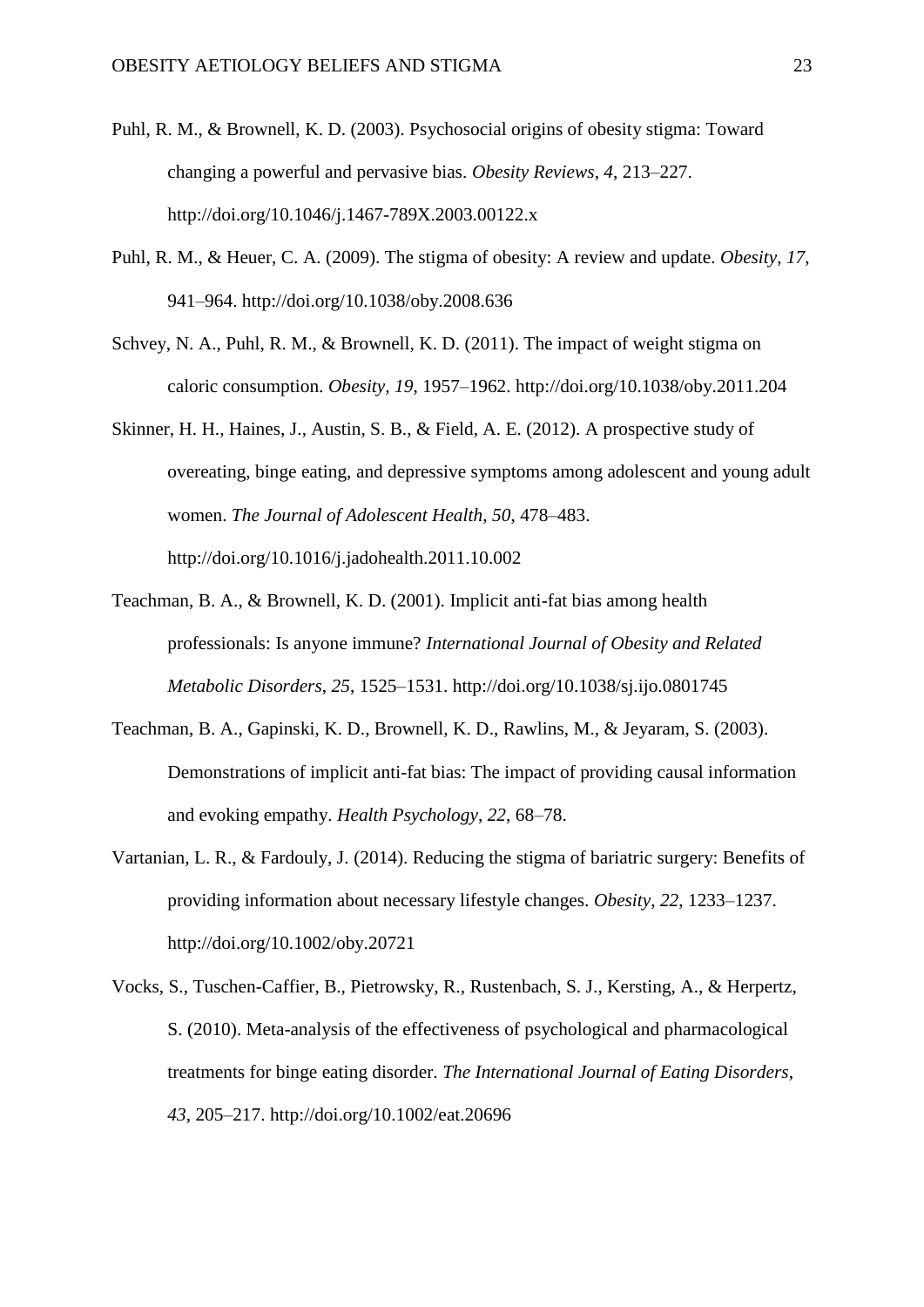Puhl, R. M., & Brownell, K. D. (2003). Psychosocial origins of obesity stigma: Toward changing a powerful and pervasive bias. *Obesity Reviews*, *4*, 213–227. http://doi.org/10.1046/j.1467-789X.2003.00122.x

Puhl, R. M., & Heuer, C. A. (2009). The stigma of obesity: A review and update. *Obesity*, *17*, 941–964. http://doi.org/10.1038/oby.2008.636

Schvey, N. A., Puhl, R. M., & Brownell, K. D. (2011). The impact of weight stigma on caloric consumption. *Obesity*, *19*, 1957–1962. http://doi.org/10.1038/oby.2011.204

Skinner, H. H., Haines, J., Austin, S. B., & Field, A. E. (2012). A prospective study of overeating, binge eating, and depressive symptoms among adolescent and young adult women. *The Journal of Adolescent Health*, *50*, 478–483. http://doi.org/10.1016/j.jadohealth.2011.10.002

Teachman, B. A., & Brownell, K. D. (2001). Implicit anti-fat bias among health professionals: Is anyone immune? *International Journal of Obesity and Related Metabolic Disorders*, *25*, 1525–1531. http://doi.org/10.1038/sj.ijo.0801745

Teachman, B. A., Gapinski, K. D., Brownell, K. D., Rawlins, M., & Jeyaram, S. (2003). Demonstrations of implicit anti-fat bias: The impact of providing causal information and evoking empathy. *Health Psychology*, *22*, 68–78.

Vartanian, L. R., & Fardouly, J. (2014). Reducing the stigma of bariatric surgery: Benefits of providing information about necessary lifestyle changes. *Obesity*, *22*, 1233–1237. http://doi.org/10.1002/oby.20721

Vocks, S., Tuschen-Caffier, B., Pietrowsky, R., Rustenbach, S. J., Kersting, A., & Herpertz, S. (2010). Meta-analysis of the effectiveness of psychological and pharmacological treatments for binge eating disorder. *The International Journal of Eating Disorders*, *43*, 205–217. http://doi.org/10.1002/eat.20696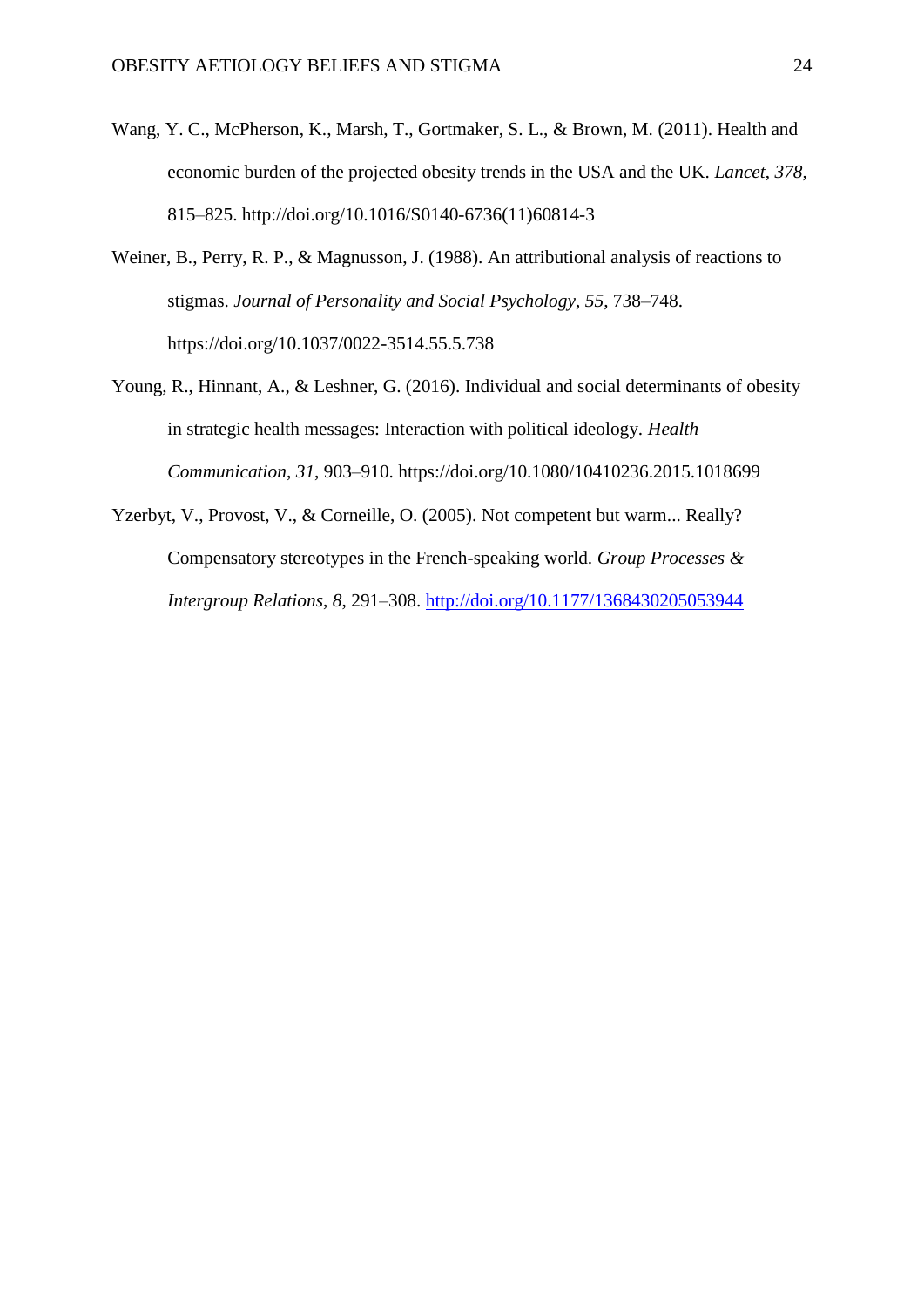Wang, Y. C., McPherson, K., Marsh, T., Gortmaker, S. L., & Brown, M. (2011). Health and economic burden of the projected obesity trends in the USA and the UK. *Lancet*, *378*, 815–825. http://doi.org/10.1016/S0140-6736(11)60814-3

Weiner, B., Perry, R. P., & Magnusson, J. (1988). An attributional analysis of reactions to stigmas. *Journal of Personality and Social Psychology*, *55*, 738–748. https://doi.org/10.1037/0022-3514.55.5.738

Young, R., Hinnant, A., & Leshner, G. (2016). Individual and social determinants of obesity in strategic health messages: Interaction with political ideology. *Health Communication*, *31*, 903–910. https://doi.org/10.1080/10410236.2015.1018699

Yzerbyt, V., Provost, V., & Corneille, O. (2005). Not competent but warm... Really? Compensatory stereotypes in the French-speaking world. *Group Processes & Intergroup Relations*, *8*, 291–308. http://doi.org/10.1177/1368430205053944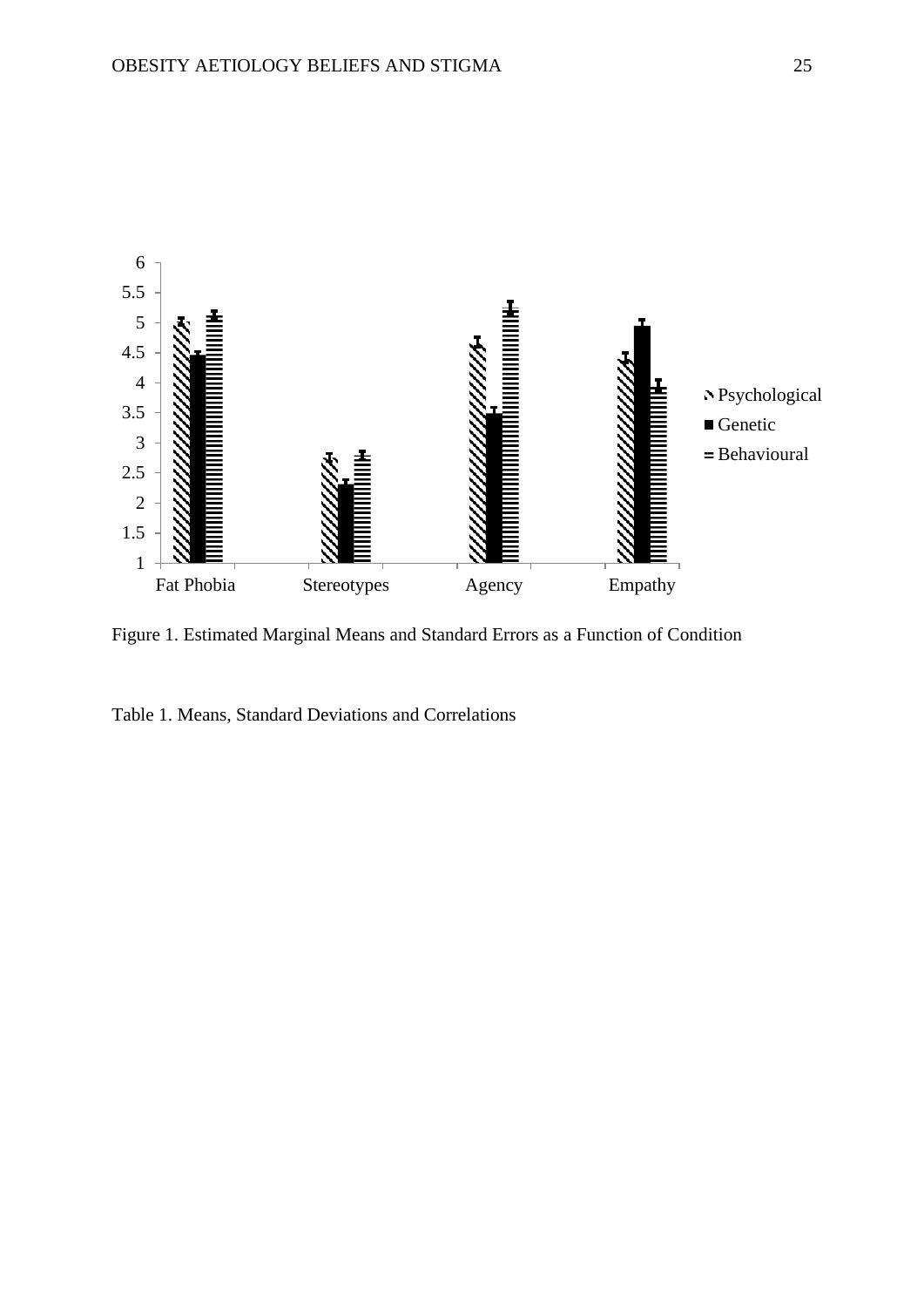Figure 1. Estimated Marginal Means and Standard Errors as a Function of Condition

Table 1. Means, Standard Deviations and Correlations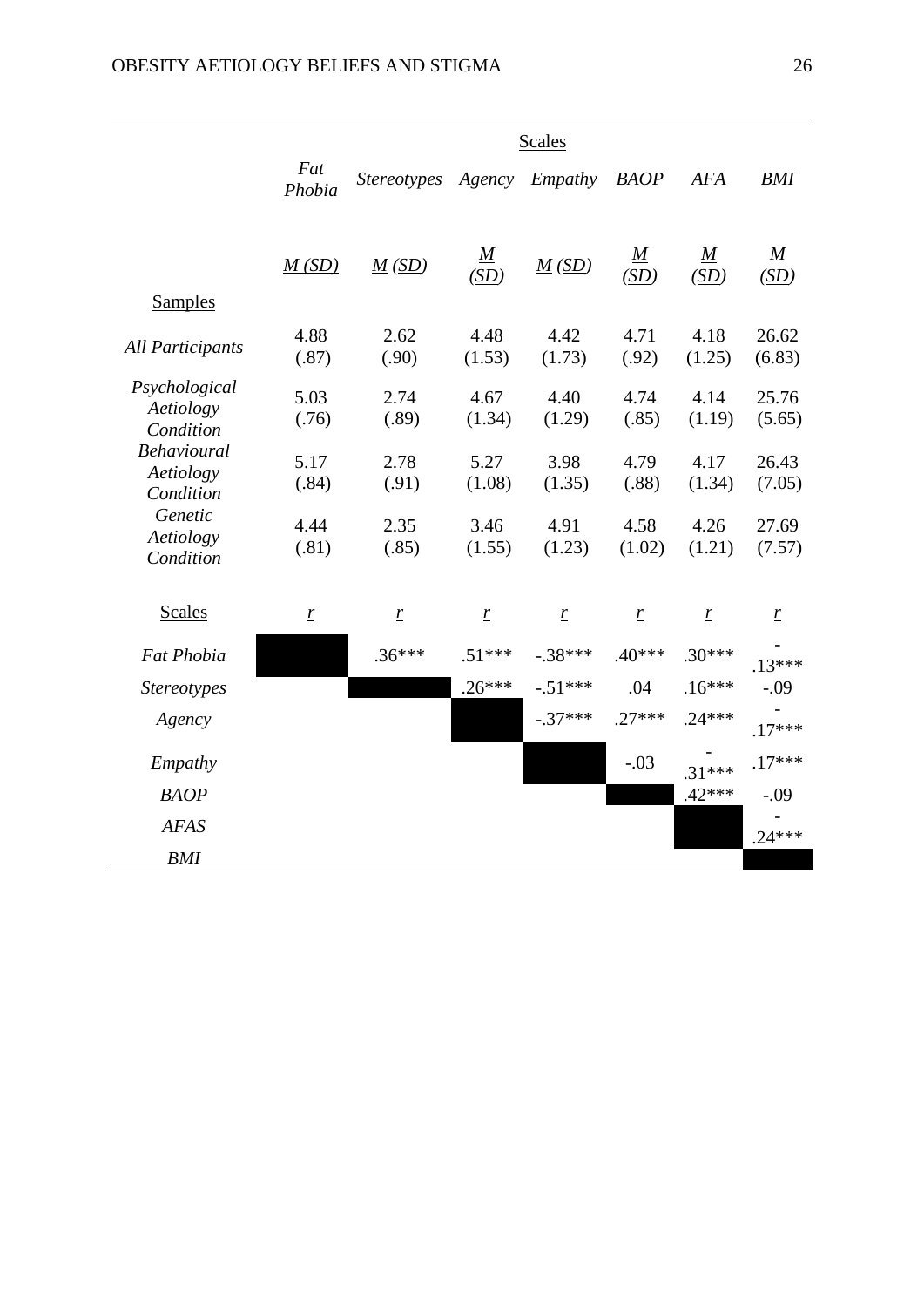| | Scales | | | | | | |
|---|---|---|---|---|---|---|---|
| | *Fat Phobia* | *Stereotypes* | *Agency* | *Empathy* | *BAOP* | *AFA* | *BMI* |
| | *M (SD)* | *M (SD)* | *M (SD)* | *M (SD)* | *M (SD)* | *M (SD)* | *M (SD)* |
| Samples | | | | | | | |
| *All Participants* | 4.88 (.87) | 2.62 (.90) | 4.48 (1.53) | 4.42 (1.73) | 4.71 (.92) | 4.18 (1.25) | 26.62 (6.83) |
| *Psychological Aetiology Condition* | 5.03 (.76) | 2.74 (.89) | 4.67 (1.34) | 4.40 (1.29) | 4.74 (.85) | 4.14 (1.19) | 25.76 (5.65) |
| *Behavioural Aetiology Condition* | 5.17 (.84) | 2.78 (.91) | 5.27 (1.08) | 3.98 (1.35) | 4.79 (.88) | 4.17 (1.34) | 26.43 (7.05) |
| *Genetic Aetiology Condition* | 4.44 (.81) | 2.35 (.85) | 3.46 (1.55) | 4.91 (1.23) | 4.58 (1.02) | 4.26 (1.21) | 27.69 (7.57) |
| Scales | *r* | *r* | *r* | *r* | *r* | *r* | *r* |
| *Fat Phobia* | | .36*** | .51*** | -.38*** | .40*** | .30*** | -.13*** |
| *Stereotypes* | | | .26*** | -.51*** | .04 | .16*** | -.09 |
| *Agency* | | | | -.37*** | .27*** | .24*** | -.17*** |
| *Empathy* | | | | | -.03 | -.31*** | .17*** |
| *BAOP* | | | | | | .42*** | -.09 |
| *AFAS* | | | | | | | -.24*** |
| *BMI* | | | | | | | |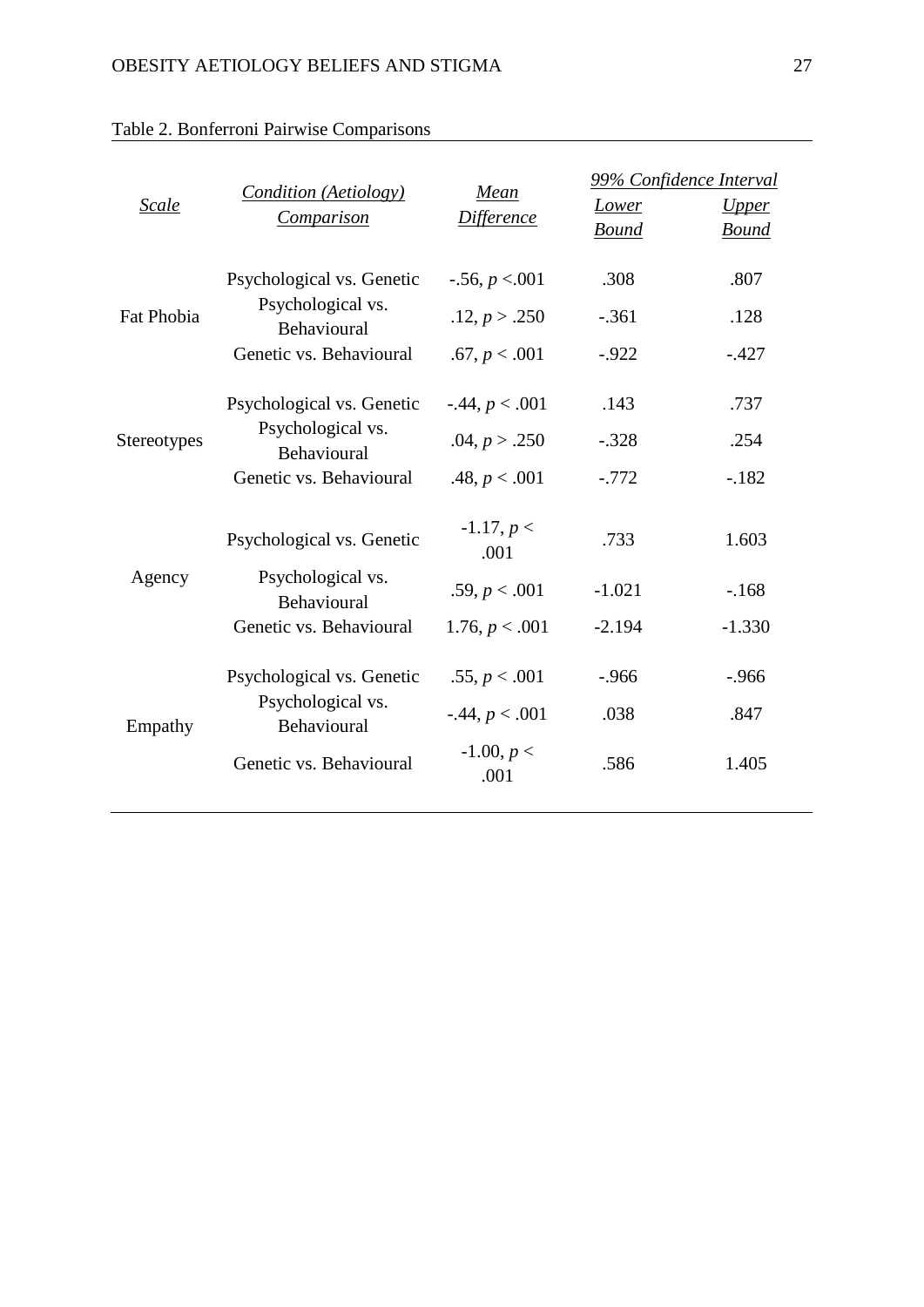Table 2. Bonferroni Pairwise Comparisons

| *Scale* | *Condition (Aetiology) Comparison* | *Mean Difference* | *99% Confidence Interval* | |
|---|---|---|---|---|
| | | | *Lower Bound* | *Upper Bound* |
| Fat Phobia | Psychological vs. Genetic | -.56, $p$ <.001 | .308 | .807 |
| | Psychological vs. Behavioural | .12, $p$ > .250 | -.361 | .128 |
| | Genetic vs. Behavioural | .67, $p$ < .001 | -.922 | -.427 |
| Stereotypes | Psychological vs. Genetic | -.44, $p$ < .001 | .143 | .737 |
| | Psychological vs. Behavioural | .04, $p$ > .250 | -.328 | .254 |
| | Genetic vs. Behavioural | .48, $p$ < .001 | -.772 | -.182 |
| Agency | Psychological vs. Genetic | -1.17, $p$ < .001 | .733 | 1.603 |
| | Psychological vs. Behavioural | .59, $p$ < .001 | -1.021 | -.168 |
| | Genetic vs. Behavioural | 1.76, $p$ < .001 | -2.194 | -1.330 |
| Empathy | Psychological vs. Genetic | .55, $p$ < .001 | -.966 | -.966 |
| | Psychological vs. Behavioural | -.44, $p$ < .001 | .038 | .847 |
| | Genetic vs. Behavioural | -1.00, $p$ < .001 | .586 | 1.405 |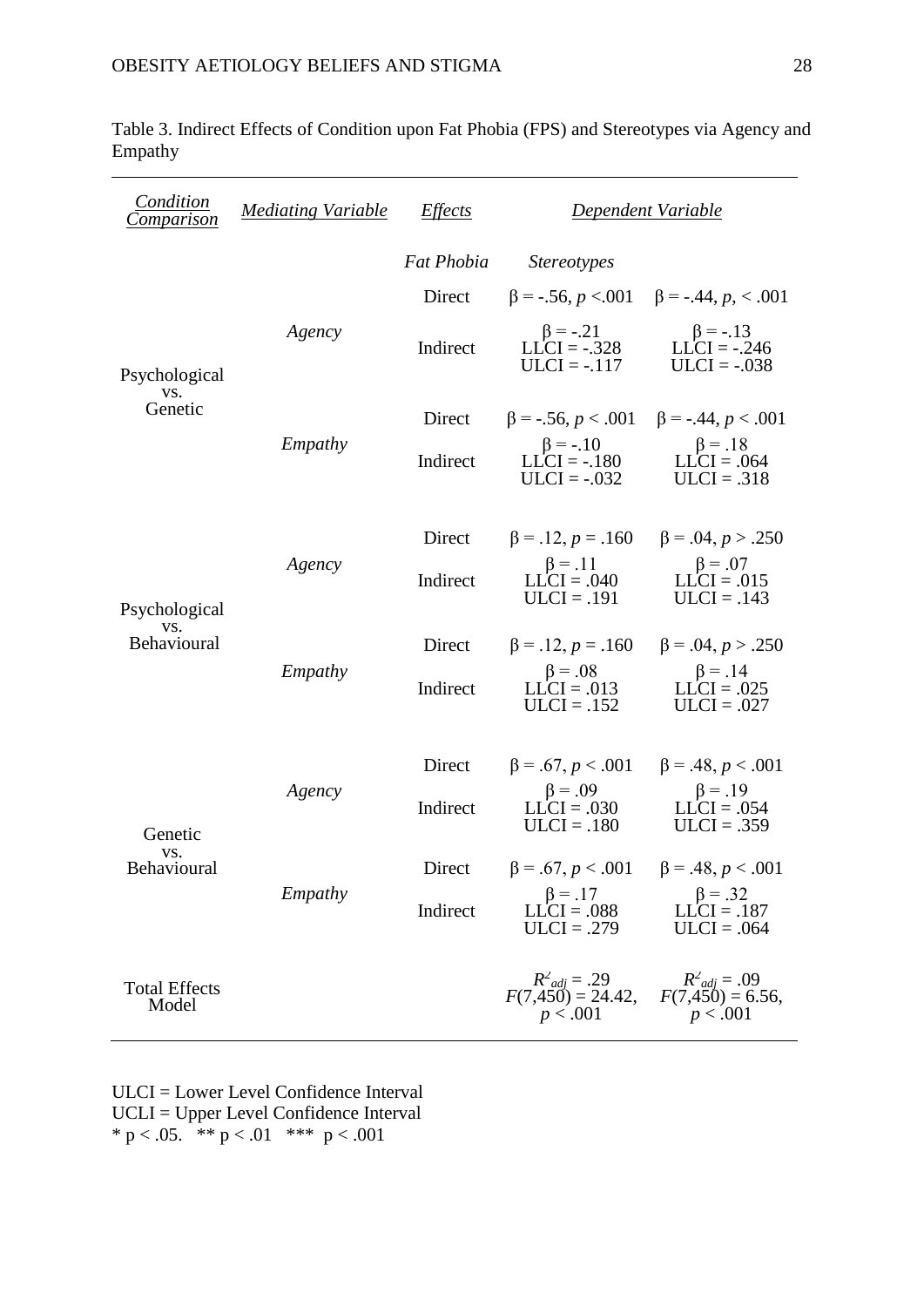Table 3. Indirect Effects of Condition upon Fat Phobia (FPS) and Stereotypes via Agency and Empathy

| <u>Condition Comparison</u> | <u>Mediating Variable</u> | <u>Effects</u> | <u>Dependent Variable</u> | |
|---|---|---|---|---|
| | | | *Fat Phobia* | *Stereotypes* |
| Psychological vs. Genetic | *Agency* | Direct | β = -.56, $p$ <.001 | β = -.44, $p$, < .001 |
| | | Indirect | β = -.21 LLCI = -.328 ULCI = -.117 | β = -.13 LLCI = -.246 ULCI = -.038 |
| | *Empathy* | Direct | β = -.56, $p$ < .001 | β = -.44, $p$ < .001 |
| | | Indirect | β = -.10 LLCI = -.180 ULCI = -.032 | β = .18 LLCI = .064 ULCI = .318 |
| Psychological vs. Behavioural | *Agency* | Direct | β = .12, $p$ = .160 | β = .04, $p$ > .250 |
| | | Indirect | β = .11 LLCI = .040 ULCI = .191 | β = .07 LLCI = .015 ULCI = .143 |
| | *Empathy* | Direct | β = .12, $p$ = .160 | β = .04, $p$ > .250 |
| | | Indirect | β = .08 LLCI = .013 ULCI = .152 | β = .14 LLCI = .025 ULCI = .027 |
| Genetic vs. Behavioural | *Agency* | Direct | β = .67, $p$ < .001 | β = .48, $p$ < .001 |
| | | Indirect | β = .09 LLCI = .030 ULCI = .180 | β = .19 LLCI = .054 ULCI = .359 |
| | *Empathy* | Direct | β = .67, $p$ < .001 | β = .48, $p$ < .001 |
| | | Indirect | β = .17 LLCI = .088 ULCI = .279 | β = .32 LLCI = .187 ULCI = .064 |
| Total Effects Model | | | $R^2_{adj}$ = .29 $F$(7,450) = 24.42, $p$ < .001 | $R^2_{adj}$ = .09 $F$(7,450) = 6.56, $p$ < .001 |

ULCI = Lower Level Confidence Interval
UCLI = Upper Level Confidence Interval
\* p < .05. \*\* p < .01 \*\*\* p < .001